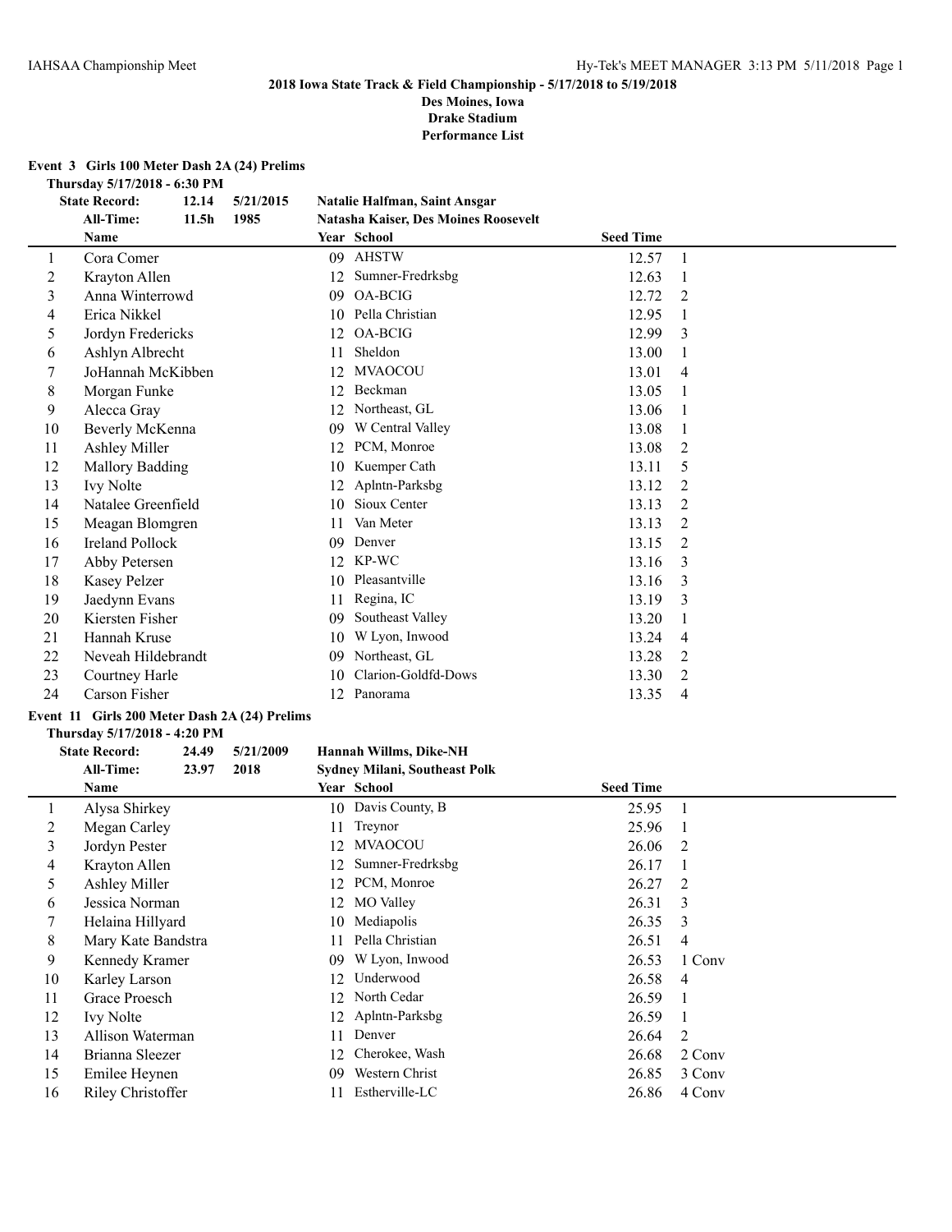**2018 Iowa State Track & Field Championship - 5/17/2018 to 5/19/2018**
**Des Moines, Iowa**
**Drake Stadium**
**Performance List**

### Event 3 Girls 100 Meter Dash 2A (24) Prelims

**Thursday 5/17/2018 - 6:30 PM**

**State Record:** 12.14 5/21/2015 Natalie Halfman, Saint Ansgar
**All-Time:** 11.5h 1985 Natasha Kaiser, Des Moines Roosevelt

| | Name | Year | School | Seed Time | |
|---|---|---|---|---|---|
| 1 | Cora Comer | 09 | AHSTW | 12.57 | 1 |
| 2 | Krayton Allen | 12 | Sumner-Fredrksbg | 12.63 | 1 |
| 3 | Anna Winterrowd | 09 | OA-BCIG | 12.72 | 2 |
| 4 | Erica Nikkel | 10 | Pella Christian | 12.95 | 1 |
| 5 | Jordyn Fredericks | 12 | OA-BCIG | 12.99 | 3 |
| 6 | Ashlyn Albrecht | 11 | Sheldon | 13.00 | 1 |
| 7 | JoHannah McKibben | 12 | MVAOCOU | 13.01 | 4 |
| 8 | Morgan Funke | 12 | Beckman | 13.05 | 1 |
| 9 | Alecca Gray | 12 | Northeast, GL | 13.06 | 1 |
| 10 | Beverly McKenna | 09 | W Central Valley | 13.08 | 1 |
| 11 | Ashley Miller | 12 | PCM, Monroe | 13.08 | 2 |
| 12 | Mallory Badding | 10 | Kuemper Cath | 13.11 | 5 |
| 13 | Ivy Nolte | 12 | Aplntn-Parksbg | 13.12 | 2 |
| 14 | Natalee Greenfield | 10 | Sioux Center | 13.13 | 2 |
| 15 | Meagan Blomgren | 11 | Van Meter | 13.13 | 2 |
| 16 | Ireland Pollock | 09 | Denver | 13.15 | 2 |
| 17 | Abby Petersen | 12 | KP-WC | 13.16 | 3 |
| 18 | Kasey Pelzer | 10 | Pleasantville | 13.16 | 3 |
| 19 | Jaedynn Evans | 11 | Regina, IC | 13.19 | 3 |
| 20 | Kiersten Fisher | 09 | Southeast Valley | 13.20 | 1 |
| 21 | Hannah Kruse | 10 | W Lyon, Inwood | 13.24 | 4 |
| 22 | Neveah Hildebrandt | 09 | Northeast, GL | 13.28 | 2 |
| 23 | Courtney Harle | 10 | Clarion-Goldfd-Dows | 13.30 | 2 |
| 24 | Carson Fisher | 12 | Panorama | 13.35 | 4 |

### Event 11 Girls 200 Meter Dash 2A (24) Prelims

**Thursday 5/17/2018 - 4:20 PM**

**State Record:** 24.49 5/21/2009 Hannah Willms, Dike-NH
**All-Time:** 23.97 2018 Sydney Milani, Southeast Polk

| | Name | Year | School | Seed Time | |
|---|---|---|---|---|---|
| 1 | Alysa Shirkey | 10 | Davis County, B | 25.95 | 1 |
| 2 | Megan Carley | 11 | Treynor | 25.96 | 1 |
| 3 | Jordyn Pester | 12 | MVAOCOU | 26.06 | 2 |
| 4 | Krayton Allen | 12 | Sumner-Fredrksbg | 26.17 | 1 |
| 5 | Ashley Miller | 12 | PCM, Monroe | 26.27 | 2 |
| 6 | Jessica Norman | 12 | MO Valley | 26.31 | 3 |
| 7 | Helaina Hillyard | 10 | Mediapolis | 26.35 | 3 |
| 8 | Mary Kate Bandstra | 11 | Pella Christian | 26.51 | 4 |
| 9 | Kennedy Kramer | 09 | W Lyon, Inwood | 26.53 | 1 Conv |
| 10 | Karley Larson | 12 | Underwood | 26.58 | 4 |
| 11 | Grace Proesch | 12 | North Cedar | 26.59 | 1 |
| 12 | Ivy Nolte | 12 | Aplntn-Parksbg | 26.59 | 1 |
| 13 | Allison Waterman | 11 | Denver | 26.64 | 2 |
| 14 | Brianna Sleezer | 12 | Cherokee, Wash | 26.68 | 2 Conv |
| 15 | Emilee Heynen | 09 | Western Christ | 26.85 | 3 Conv |
| 16 | Riley Christoffer | 11 | Estherville-LC | 26.86 | 4 Conv |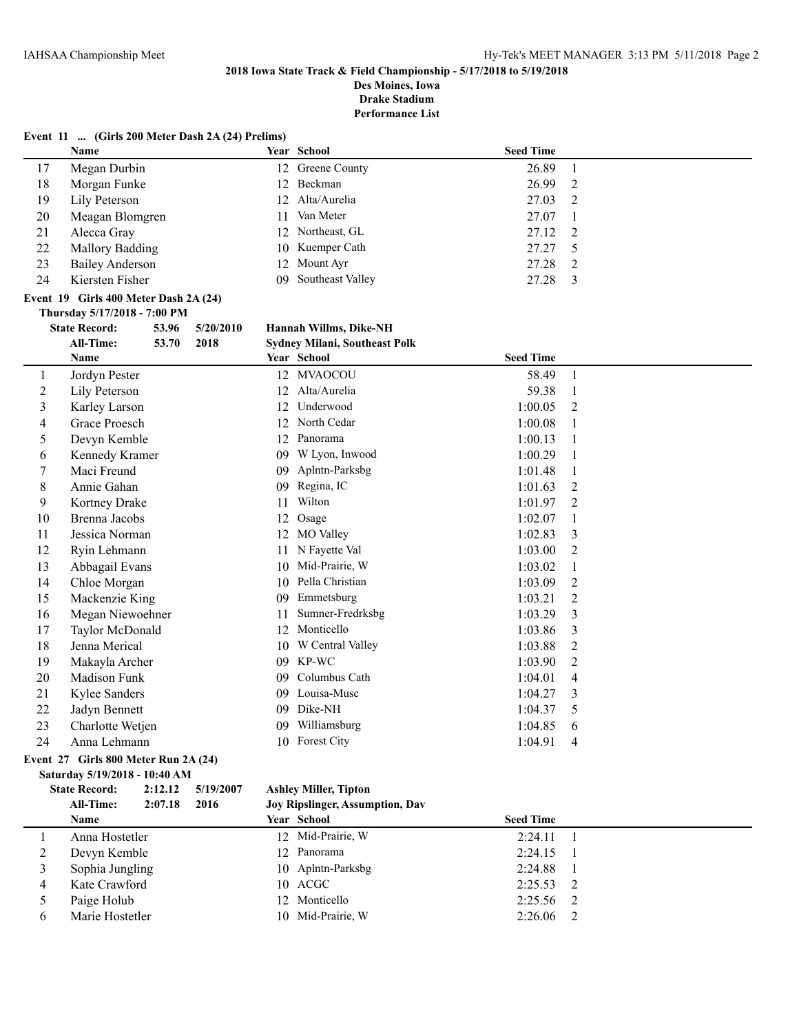# 2018 Iowa State Track & Field Championship - 5/17/2018 to 5/19/2018

**Des Moines, Iowa**
**Drake Stadium**
**Performance List**

## Event 11 ... (Girls 200 Meter Dash 2A (24) Prelims)

| | Name | Year | School | Seed Time | |
|---|---|---|---|---|---|
| 17 | Megan Durbin | 12 | Greene County | 26.89 | 1 |
| 18 | Morgan Funke | 12 | Beckman | 26.99 | 2 |
| 19 | Lily Peterson | 12 | Alta/Aurelia | 27.03 | 2 |
| 20 | Meagan Blomgren | 11 | Van Meter | 27.07 | 1 |
| 21 | Alecca Gray | 12 | Northeast, GL | 27.12 | 2 |
| 22 | Mallory Badding | 10 | Kuemper Cath | 27.27 | 5 |
| 23 | Bailey Anderson | 12 | Mount Ayr | 27.28 | 2 |
| 24 | Kiersten Fisher | 09 | Southeast Valley | 27.28 | 3 |

## Event 19 Girls 400 Meter Dash 2A (24)

**Thursday 5/17/2018 - 7:00 PM**

**State Record:** 53.96 5/20/2010 **Hannah Willms, Dike-NH**
**All-Time:** 53.70 2018 **Sydney Milani, Southeast Polk**

| | Name | Year | School | Seed Time | |
|---|---|---|---|---|---|
| 1 | Jordyn Pester | 12 | MVAOCOU | 58.49 | 1 |
| 2 | Lily Peterson | 12 | Alta/Aurelia | 59.38 | 1 |
| 3 | Karley Larson | 12 | Underwood | 1:00.05 | 2 |
| 4 | Grace Proesch | 12 | North Cedar | 1:00.08 | 1 |
| 5 | Devyn Kemble | 12 | Panorama | 1:00.13 | 1 |
| 6 | Kennedy Kramer | 09 | W Lyon, Inwood | 1:00.29 | 1 |
| 7 | Maci Freund | 09 | Aplntn-Parksbg | 1:01.48 | 1 |
| 8 | Annie Gahan | 09 | Regina, IC | 1:01.63 | 2 |
| 9 | Kortney Drake | 11 | Wilton | 1:01.97 | 2 |
| 10 | Brenna Jacobs | 12 | Osage | 1:02.07 | 1 |
| 11 | Jessica Norman | 12 | MO Valley | 1:02.83 | 3 |
| 12 | Ryin Lehmann | 11 | N Fayette Val | 1:03.00 | 2 |
| 13 | Abbagail Evans | 10 | Mid-Prairie, W | 1:03.02 | 1 |
| 14 | Chloe Morgan | 10 | Pella Christian | 1:03.09 | 2 |
| 15 | Mackenzie King | 09 | Emmetsburg | 1:03.21 | 2 |
| 16 | Megan Niewoehner | 11 | Sumner-Fredrksbg | 1:03.29 | 3 |
| 17 | Taylor McDonald | 12 | Monticello | 1:03.86 | 3 |
| 18 | Jenna Merical | 10 | W Central Valley | 1:03.88 | 2 |
| 19 | Makayla Archer | 09 | KP-WC | 1:03.90 | 2 |
| 20 | Madison Funk | 09 | Columbus Cath | 1:04.01 | 4 |
| 21 | Kylee Sanders | 09 | Louisa-Musc | 1:04.27 | 3 |
| 22 | Jadyn Bennett | 09 | Dike-NH | 1:04.37 | 5 |
| 23 | Charlotte Wetjen | 09 | Williamsburg | 1:04.85 | 6 |
| 24 | Anna Lehmann | 10 | Forest City | 1:04.91 | 4 |

## Event 27 Girls 800 Meter Run 2A (24)

**Saturday 5/19/2018 - 10:40 AM**

**State Record:** 2:12.12 5/19/2007 **Ashley Miller, Tipton**
**All-Time:** 2:07.18 2016 **Joy Ripslinger, Assumption, Dav**

| | Name | Year | School | Seed Time | |
|---|---|---|---|---|---|
| 1 | Anna Hostetler | 12 | Mid-Prairie, W | 2:24.11 | 1 |
| 2 | Devyn Kemble | 12 | Panorama | 2:24.15 | 1 |
| 3 | Sophia Jungling | 10 | Aplntn-Parksbg | 2:24.88 | 1 |
| 4 | Kate Crawford | 10 | ACGC | 2:25.53 | 2 |
| 5 | Paige Holub | 12 | Monticello | 2:25.56 | 2 |
| 6 | Marie Hostetler | 10 | Mid-Prairie, W | 2:26.06 | 2 |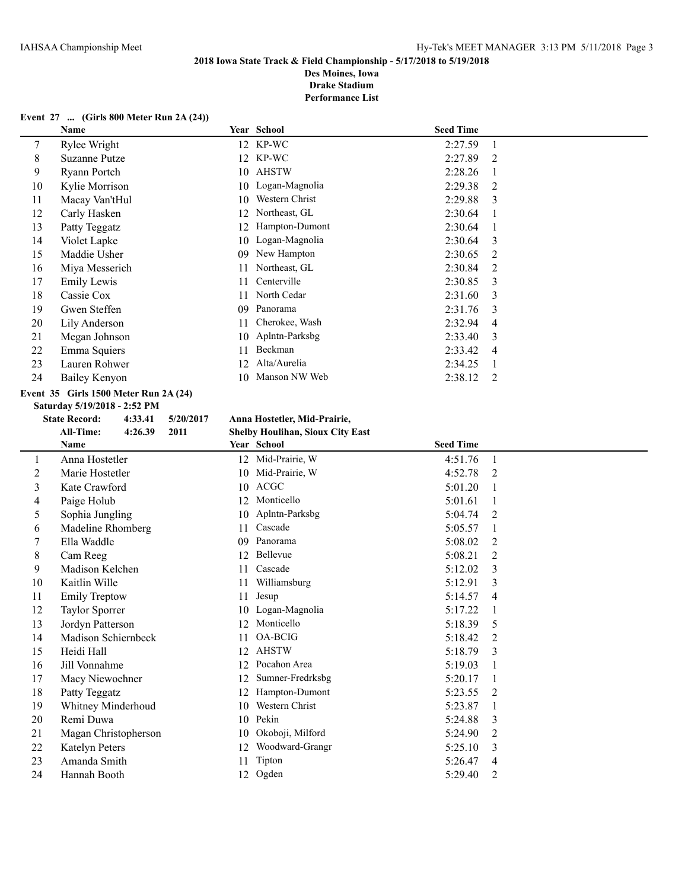**2018 Iowa State Track & Field Championship - 5/17/2018 to 5/19/2018**

**Des Moines, Iowa**

**Drake Stadium**

**Performance List**

**Event 27 ... (Girls 800 Meter Run 2A (24))**

| | Name | Year | School | Seed Time | |
|---|---|---|---|---|---|
| 7 | Rylee Wright | 12 | KP-WC | 2:27.59 | 1 |
| 8 | Suzanne Putze | 12 | KP-WC | 2:27.89 | 2 |
| 9 | Ryann Portch | 10 | AHSTW | 2:28.26 | 1 |
| 10 | Kylie Morrison | 10 | Logan-Magnolia | 2:29.38 | 2 |
| 11 | Macay Van'tHul | 10 | Western Christ | 2:29.88 | 3 |
| 12 | Carly Hasken | 12 | Northeast, GL | 2:30.64 | 1 |
| 13 | Patty Teggatz | 12 | Hampton-Dumont | 2:30.64 | 1 |
| 14 | Violet Lapke | 10 | Logan-Magnolia | 2:30.64 | 3 |
| 15 | Maddie Usher | 09 | New Hampton | 2:30.65 | 2 |
| 16 | Miya Messerich | 11 | Northeast, GL | 2:30.84 | 2 |
| 17 | Emily Lewis | 11 | Centerville | 2:30.85 | 3 |
| 18 | Cassie Cox | 11 | North Cedar | 2:31.60 | 3 |
| 19 | Gwen Steffen | 09 | Panorama | 2:31.76 | 3 |
| 20 | Lily Anderson | 11 | Cherokee, Wash | 2:32.94 | 4 |
| 21 | Megan Johnson | 10 | Aplntn-Parksbg | 2:33.40 | 3 |
| 22 | Emma Squiers | 11 | Beckman | 2:33.42 | 4 |
| 23 | Lauren Rohwer | 12 | Alta/Aurelia | 2:34.25 | 1 |
| 24 | Bailey Kenyon | 10 | Manson NW Web | 2:38.12 | 2 |

**Event 35 Girls 1500 Meter Run 2A (24)**

**Saturday 5/19/2018 - 2:52 PM**

**State Record:** 4:33.41 5/20/2017 **Anna Hostetler, Mid-Prairie,**

**All-Time:** 4:26.39 2011 **Shelby Houlihan, Sioux City East**

| | Name | Year | School | Seed Time | |
|---|---|---|---|---|---|
| 1 | Anna Hostetler | 12 | Mid-Prairie, W | 4:51.76 | 1 |
| 2 | Marie Hostetler | 10 | Mid-Prairie, W | 4:52.78 | 2 |
| 3 | Kate Crawford | 10 | ACGC | 5:01.20 | 1 |
| 4 | Paige Holub | 12 | Monticello | 5:01.61 | 1 |
| 5 | Sophia Jungling | 10 | Aplntn-Parksbg | 5:04.74 | 2 |
| 6 | Madeline Rhomberg | 11 | Cascade | 5:05.57 | 1 |
| 7 | Ella Waddle | 09 | Panorama | 5:08.02 | 2 |
| 8 | Cam Reeg | 12 | Bellevue | 5:08.21 | 2 |
| 9 | Madison Kelchen | 11 | Cascade | 5:12.02 | 3 |
| 10 | Kaitlin Wille | 11 | Williamsburg | 5:12.91 | 3 |
| 11 | Emily Treptow | 11 | Jesup | 5:14.57 | 4 |
| 12 | Taylor Sporrer | 10 | Logan-Magnolia | 5:17.22 | 1 |
| 13 | Jordyn Patterson | 12 | Monticello | 5:18.39 | 5 |
| 14 | Madison Schiernbeck | 11 | OA-BCIG | 5:18.42 | 2 |
| 15 | Heidi Hall | 12 | AHSTW | 5:18.79 | 3 |
| 16 | Jill Vonnahme | 12 | Pocahon Area | 5:19.03 | 1 |
| 17 | Macy Niewoehner | 12 | Sumner-Fredrksbg | 5:20.17 | 1 |
| 18 | Patty Teggatz | 12 | Hampton-Dumont | 5:23.55 | 2 |
| 19 | Whitney Minderhoud | 10 | Western Christ | 5:23.87 | 1 |
| 20 | Remi Duwa | 10 | Pekin | 5:24.88 | 3 |
| 21 | Magan Christopherson | 10 | Okoboji, Milford | 5:24.90 | 2 |
| 22 | Katelyn Peters | 12 | Woodward-Grangr | 5:25.10 | 3 |
| 23 | Amanda Smith | 11 | Tipton | 5:26.47 | 4 |
| 24 | Hannah Booth | 12 | Ogden | 5:29.40 | 2 |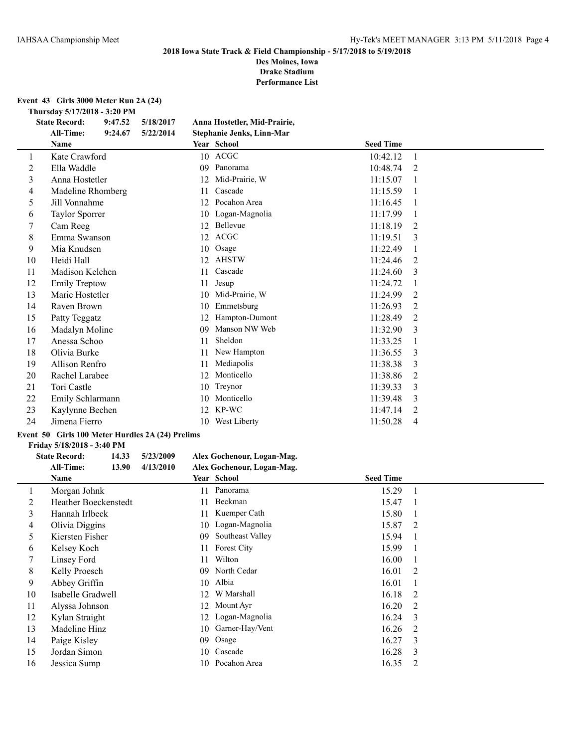**2018 Iowa State Track & Field Championship - 5/17/2018 to 5/19/2018**
**Des Moines, Iowa**
**Drake Stadium**
**Performance List**

## Event 43 Girls 3000 Meter Run 2A (24)

**Thursday 5/17/2018 - 3:20 PM**

| | | | |
|---|---|---|---|
| **State Record:** | **9:47.52** | **5/18/2017** | **Anna Hostetler, Mid-Prairie,** |
| **All-Time:** | **9:24.67** | **5/22/2014** | **Stephanie Jenks, Linn-Mar** |

| | Name | Year | School | Seed Time | |
|---|---|---|---|---|---|
| 1 | Kate Crawford | 10 | ACGC | 10:42.12 | 1 |
| 2 | Ella Waddle | 09 | Panorama | 10:48.74 | 2 |
| 3 | Anna Hostetler | 12 | Mid-Prairie, W | 11:15.07 | 1 |
| 4 | Madeline Rhomberg | 11 | Cascade | 11:15.59 | 1 |
| 5 | Jill Vonnahme | 12 | Pocahon Area | 11:16.45 | 1 |
| 6 | Taylor Sporrer | 10 | Logan-Magnolia | 11:17.99 | 1 |
| 7 | Cam Reeg | 12 | Bellevue | 11:18.19 | 2 |
| 8 | Emma Swanson | 12 | ACGC | 11:19.51 | 3 |
| 9 | Mia Knudsen | 10 | Osage | 11:22.49 | 1 |
| 10 | Heidi Hall | 12 | AHSTW | 11:24.46 | 2 |
| 11 | Madison Kelchen | 11 | Cascade | 11:24.60 | 3 |
| 12 | Emily Treptow | 11 | Jesup | 11:24.72 | 1 |
| 13 | Marie Hostetler | 10 | Mid-Prairie, W | 11:24.99 | 2 |
| 14 | Raven Brown | 10 | Emmetsburg | 11:26.93 | 2 |
| 15 | Patty Teggatz | 12 | Hampton-Dumont | 11:28.49 | 2 |
| 16 | Madalyn Moline | 09 | Manson NW Web | 11:32.90 | 3 |
| 17 | Anessa Schoo | 11 | Sheldon | 11:33.25 | 1 |
| 18 | Olivia Burke | 11 | New Hampton | 11:36.55 | 3 |
| 19 | Allison Renfro | 11 | Mediapolis | 11:38.38 | 3 |
| 20 | Rachel Larabee | 12 | Monticello | 11:38.86 | 2 |
| 21 | Tori Castle | 10 | Treynor | 11:39.33 | 3 |
| 22 | Emily Schlarmann | 10 | Monticello | 11:39.48 | 3 |
| 23 | Kaylynne Bechen | 12 | KP-WC | 11:47.14 | 2 |
| 24 | Jimena Fierro | 10 | West Liberty | 11:50.28 | 4 |

## Event 50 Girls 100 Meter Hurdles 2A (24) Prelims

**Friday 5/18/2018 - 3:40 PM**

| | | | |
|---|---|---|---|
| **State Record:** | **14.33** | **5/23/2009** | **Alex Gochenour, Logan-Mag.** |
| **All-Time:** | **13.90** | **4/13/2010** | **Alex Gochenour, Logan-Mag.** |

| | Name | Year | School | Seed Time | |
|---|---|---|---|---|---|
| 1 | Morgan Johnk | 11 | Panorama | 15.29 | 1 |
| 2 | Heather Boeckenstedt | 11 | Beckman | 15.47 | 1 |
| 3 | Hannah Irlbeck | 11 | Kuemper Cath | 15.80 | 1 |
| 4 | Olivia Diggins | 10 | Logan-Magnolia | 15.87 | 2 |
| 5 | Kiersten Fisher | 09 | Southeast Valley | 15.94 | 1 |
| 6 | Kelsey Koch | 11 | Forest City | 15.99 | 1 |
| 7 | Linsey Ford | 11 | Wilton | 16.00 | 1 |
| 8 | Kelly Proesch | 09 | North Cedar | 16.01 | 2 |
| 9 | Abbey Griffin | 10 | Albia | 16.01 | 1 |
| 10 | Isabelle Gradwell | 12 | W Marshall | 16.18 | 2 |
| 11 | Alyssa Johnson | 12 | Mount Ayr | 16.20 | 2 |
| 12 | Kylan Straight | 12 | Logan-Magnolia | 16.24 | 3 |
| 13 | Madeline Hinz | 10 | Garner-Hay/Vent | 16.26 | 2 |
| 14 | Paige Kisley | 09 | Osage | 16.27 | 3 |
| 15 | Jordan Simon | 10 | Cascade | 16.28 | 3 |
| 16 | Jessica Sump | 10 | Pocahon Area | 16.35 | 2 |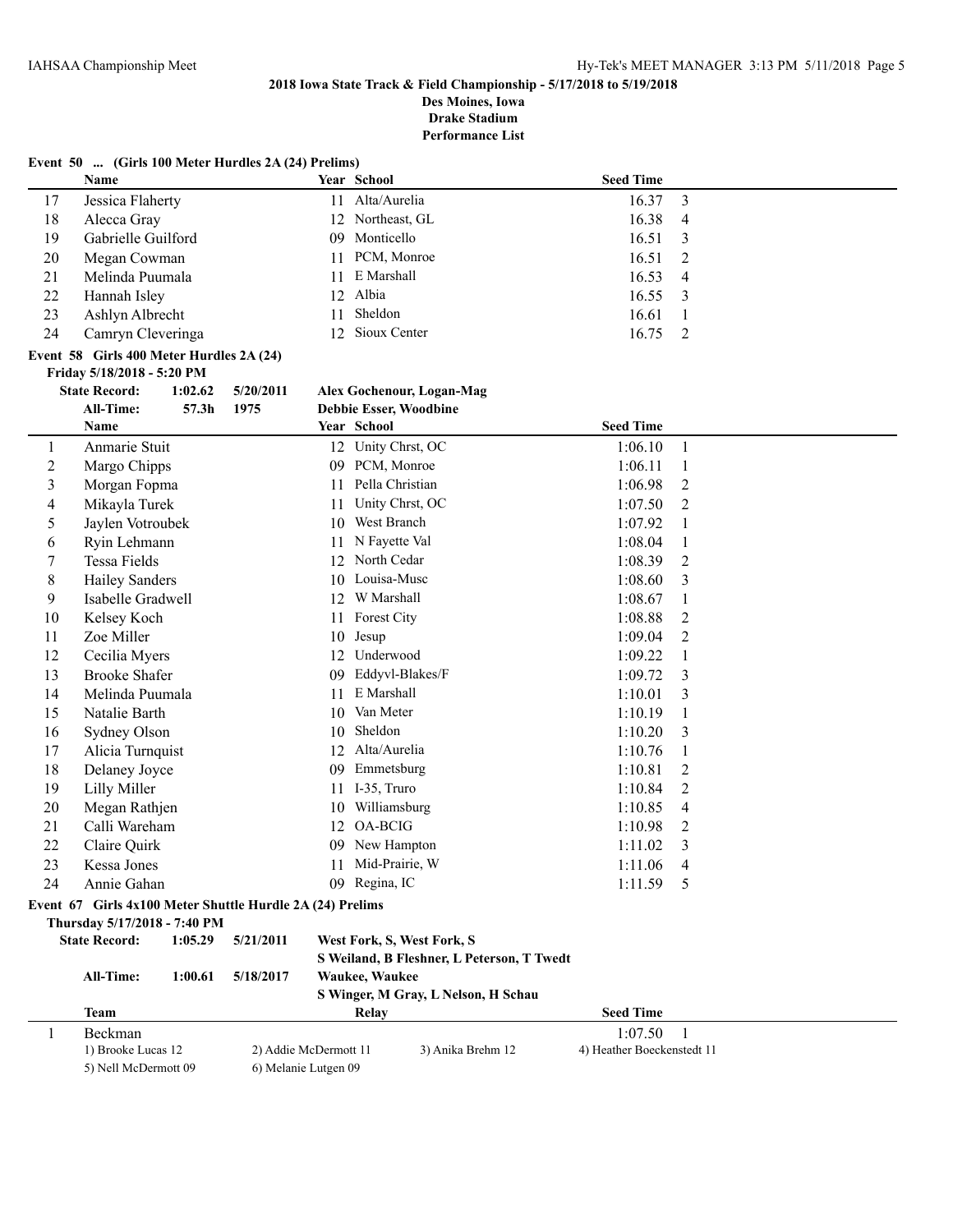**2018 Iowa State Track & Field Championship - 5/17/2018 to 5/19/2018**
**Des Moines, Iowa**
**Drake Stadium**
**Performance List**

### Event 50 ... (Girls 100 Meter Hurdles 2A (24) Prelims)

| | Name | Year | School | Seed Time | |
|---|---|---|---|---|---|
| 17 | Jessica Flaherty | 11 | Alta/Aurelia | 16.37 | 3 |
| 18 | Alecca Gray | 12 | Northeast, GL | 16.38 | 4 |
| 19 | Gabrielle Guilford | 09 | Monticello | 16.51 | 3 |
| 20 | Megan Cowman | 11 | PCM, Monroe | 16.51 | 2 |
| 21 | Melinda Puumala | 11 | E Marshall | 16.53 | 4 |
| 22 | Hannah Isley | 12 | Albia | 16.55 | 3 |
| 23 | Ashlyn Albrecht | 11 | Sheldon | 16.61 | 1 |
| 24 | Camryn Cleveringa | 12 | Sioux Center | 16.75 | 2 |

### Event 58 Girls 400 Meter Hurdles 2A (24)

**Friday 5/18/2018 - 5:20 PM**

**State Record:** 1:02.62 5/20/2011 **Alex Gochenour, Logan-Mag**
**All-Time:** 57.3h 1975 **Debbie Esser, Woodbine**

| | Name | Year | School | Seed Time | |
|---|---|---|---|---|---|
| 1 | Anmarie Stuit | 12 | Unity Chrst, OC | 1:06.10 | 1 |
| 2 | Margo Chipps | 09 | PCM, Monroe | 1:06.11 | 1 |
| 3 | Morgan Fopma | 11 | Pella Christian | 1:06.98 | 2 |
| 4 | Mikayla Turek | 11 | Unity Chrst, OC | 1:07.50 | 2 |
| 5 | Jaylen Votroubek | 10 | West Branch | 1:07.92 | 1 |
| 6 | Ryin Lehmann | 11 | N Fayette Val | 1:08.04 | 1 |
| 7 | Tessa Fields | 12 | North Cedar | 1:08.39 | 2 |
| 8 | Hailey Sanders | 10 | Louisa-Musc | 1:08.60 | 3 |
| 9 | Isabelle Gradwell | 12 | W Marshall | 1:08.67 | 1 |
| 10 | Kelsey Koch | 11 | Forest City | 1:08.88 | 2 |
| 11 | Zoe Miller | 10 | Jesup | 1:09.04 | 2 |
| 12 | Cecilia Myers | 12 | Underwood | 1:09.22 | 1 |
| 13 | Brooke Shafer | 09 | Eddyvl-Blakes/F | 1:09.72 | 3 |
| 14 | Melinda Puumala | 11 | E Marshall | 1:10.01 | 3 |
| 15 | Natalie Barth | 10 | Van Meter | 1:10.19 | 1 |
| 16 | Sydney Olson | 10 | Sheldon | 1:10.20 | 3 |
| 17 | Alicia Turnquist | 12 | Alta/Aurelia | 1:10.76 | 1 |
| 18 | Delaney Joyce | 09 | Emmetsburg | 1:10.81 | 2 |
| 19 | Lilly Miller | 11 | I-35, Truro | 1:10.84 | 2 |
| 20 | Megan Rathjen | 10 | Williamsburg | 1:10.85 | 4 |
| 21 | Calli Wareham | 12 | OA-BCIG | 1:10.98 | 2 |
| 22 | Claire Quirk | 09 | New Hampton | 1:11.02 | 3 |
| 23 | Kessa Jones | 11 | Mid-Prairie, W | 1:11.06 | 4 |
| 24 | Annie Gahan | 09 | Regina, IC | 1:11.59 | 5 |

### Event 67 Girls 4x100 Meter Shuttle Hurdle 2A (24) Prelims

**Thursday 5/17/2018 - 7:40 PM**

**State Record:** 1:05.29 5/21/2011 **West Fork, S, West Fork, S**
**S Weiland, B Fleshner, L Peterson, T Twedt**
**All-Time:** 1:00.61 5/18/2017 **Waukee, Waukee**
**S Winger, M Gray, L Nelson, H Schau**

| | Team | Relay | Seed Time | |
|---|---|---|---|---|
| 1 | Beckman | | 1:07.50 | 1 |

1) Brooke Lucas 12 2) Addie McDermott 11 3) Anika Brehm 12 4) Heather Boeckenstedt 11
5) Nell McDermott 09 6) Melanie Lutgen 09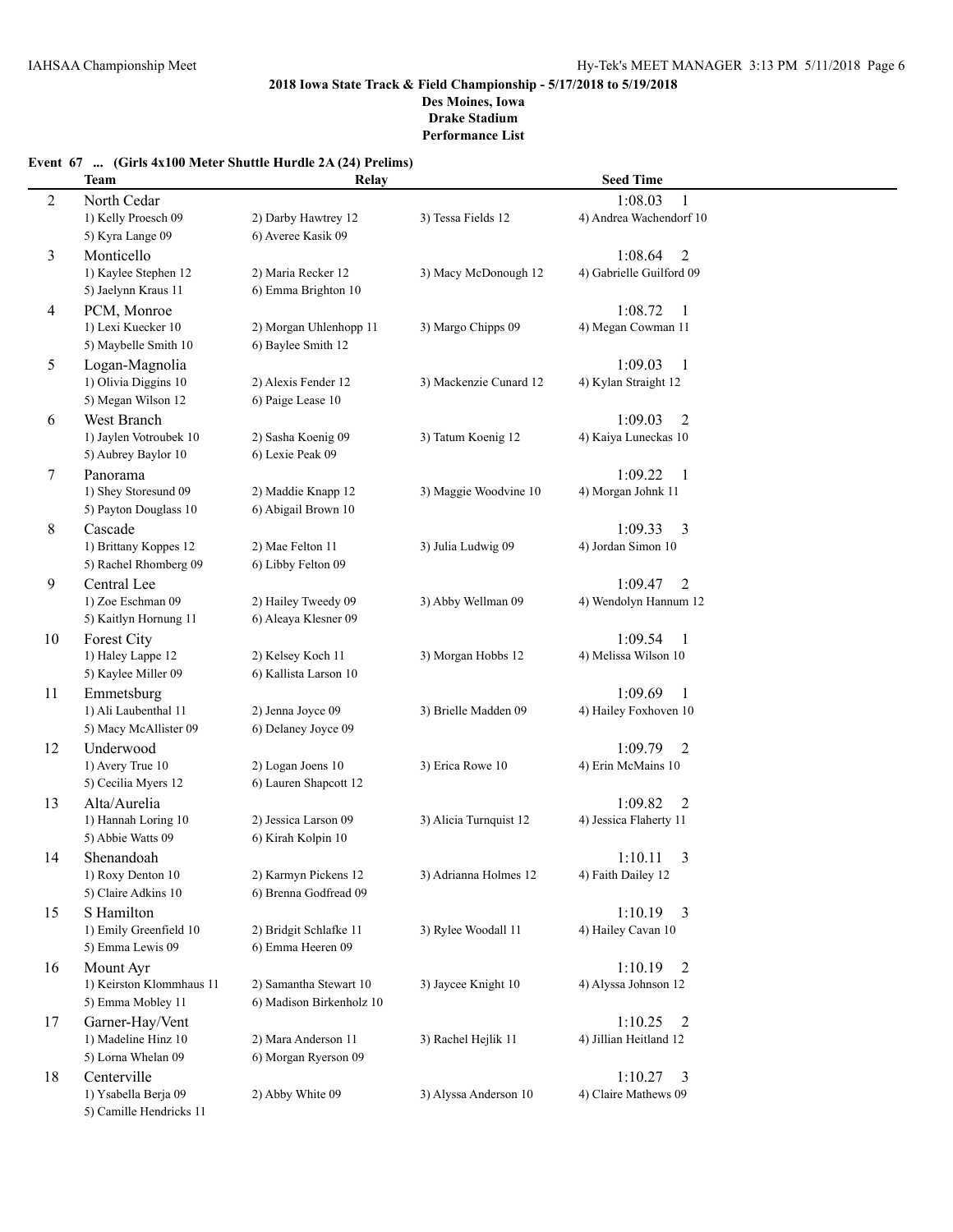**2018 Iowa State Track & Field Championship - 5/17/2018 to 5/19/2018**

**Des Moines, Iowa**

**Drake Stadium**

**Performance List**

### Event 67 ... (Girls 4x100 Meter Shuttle Hurdle 2A (24) Prelims)

| | Team | Relay | | Seed Time |
|---|---|---|---|---|
| 2 | North Cedar | | | 1:08.03 1 |
| | 1) Kelly Proesch 09 | 2) Darby Hawtrey 12 | 3) Tessa Fields 12 | 4) Andrea Wachendorf 10 |
| | 5) Kyra Lange 09 | 6) Averee Kasik 09 | | |
| 3 | Monticello | | | 1:08.64 2 |
| | 1) Kaylee Stephen 12 | 2) Maria Recker 12 | 3) Macy McDonough 12 | 4) Gabrielle Guilford 09 |
| | 5) Jaelynn Kraus 11 | 6) Emma Brighton 10 | | |
| 4 | PCM, Monroe | | | 1:08.72 1 |
| | 1) Lexi Kuecker 10 | 2) Morgan Uhlenhopp 11 | 3) Margo Chipps 09 | 4) Megan Cowman 11 |
| | 5) Maybelle Smith 10 | 6) Baylee Smith 12 | | |
| 5 | Logan-Magnolia | | | 1:09.03 1 |
| | 1) Olivia Diggins 10 | 2) Alexis Fender 12 | 3) Mackenzie Cunard 12 | 4) Kylan Straight 12 |
| | 5) Megan Wilson 12 | 6) Paige Lease 10 | | |
| 6 | West Branch | | | 1:09.03 2 |
| | 1) Jaylen Votroubek 10 | 2) Sasha Koenig 09 | 3) Tatum Koenig 12 | 4) Kaiya Luneckas 10 |
| | 5) Aubrey Baylor 10 | 6) Lexie Peak 09 | | |
| 7 | Panorama | | | 1:09.22 1 |
| | 1) Shey Storesund 09 | 2) Maddie Knapp 12 | 3) Maggie Woodvine 10 | 4) Morgan Johnk 11 |
| | 5) Payton Douglass 10 | 6) Abigail Brown 10 | | |
| 8 | Cascade | | | 1:09.33 3 |
| | 1) Brittany Koppes 12 | 2) Mae Felton 11 | 3) Julia Ludwig 09 | 4) Jordan Simon 10 |
| | 5) Rachel Rhomberg 09 | 6) Libby Felton 09 | | |
| 9 | Central Lee | | | 1:09.47 2 |
| | 1) Zoe Eschman 09 | 2) Hailey Tweedy 09 | 3) Abby Wellman 09 | 4) Wendolyn Hannum 12 |
| | 5) Kaitlyn Hornung 11 | 6) Aleaya Klesner 09 | | |
| 10 | Forest City | | | 1:09.54 1 |
| | 1) Haley Lappe 12 | 2) Kelsey Koch 11 | 3) Morgan Hobbs 12 | 4) Melissa Wilson 10 |
| | 5) Kaylee Miller 09 | 6) Kallista Larson 10 | | |
| 11 | Emmetsburg | | | 1:09.69 1 |
| | 1) Ali Laubenthal 11 | 2) Jenna Joyce 09 | 3) Brielle Madden 09 | 4) Hailey Foxhoven 10 |
| | 5) Macy McAllister 09 | 6) Delaney Joyce 09 | | |
| 12 | Underwood | | | 1:09.79 2 |
| | 1) Avery True 10 | 2) Logan Joens 10 | 3) Erica Rowe 10 | 4) Erin McMains 10 |
| | 5) Cecilia Myers 12 | 6) Lauren Shapcott 12 | | |
| 13 | Alta/Aurelia | | | 1:09.82 2 |
| | 1) Hannah Loring 10 | 2) Jessica Larson 09 | 3) Alicia Turnquist 12 | 4) Jessica Flaherty 11 |
| | 5) Abbie Watts 09 | 6) Kirah Kolpin 10 | | |
| 14 | Shenandoah | | | 1:10.11 3 |
| | 1) Roxy Denton 10 | 2) Karmyn Pickens 12 | 3) Adrianna Holmes 12 | 4) Faith Dailey 12 |
| | 5) Claire Adkins 10 | 6) Brenna Godfread 09 | | |
| 15 | S Hamilton | | | 1:10.19 3 |
| | 1) Emily Greenfield 10 | 2) Bridgit Schlafke 11 | 3) Rylee Woodall 11 | 4) Hailey Cavan 10 |
| | 5) Emma Lewis 09 | 6) Emma Heeren 09 | | |
| 16 | Mount Ayr | | | 1:10.19 2 |
| | 1) Keirston Klommhaus 11 | 2) Samantha Stewart 10 | 3) Jaycee Knight 10 | 4) Alyssa Johnson 12 |
| | 5) Emma Mobley 11 | 6) Madison Birkenholz 10 | | |
| 17 | Garner-Hay/Vent | | | 1:10.25 2 |
| | 1) Madeline Hinz 10 | 2) Mara Anderson 11 | 3) Rachel Hejlik 11 | 4) Jillian Heitland 12 |
| | 5) Lorna Whelan 09 | 6) Morgan Ryerson 09 | | |
| 18 | Centerville | | | 1:10.27 3 |
| | 1) Ysabella Berja 09 | 2) Abby White 09 | 3) Alyssa Anderson 10 | 4) Claire Mathews 09 |
| | 5) Camille Hendricks 11 | | | |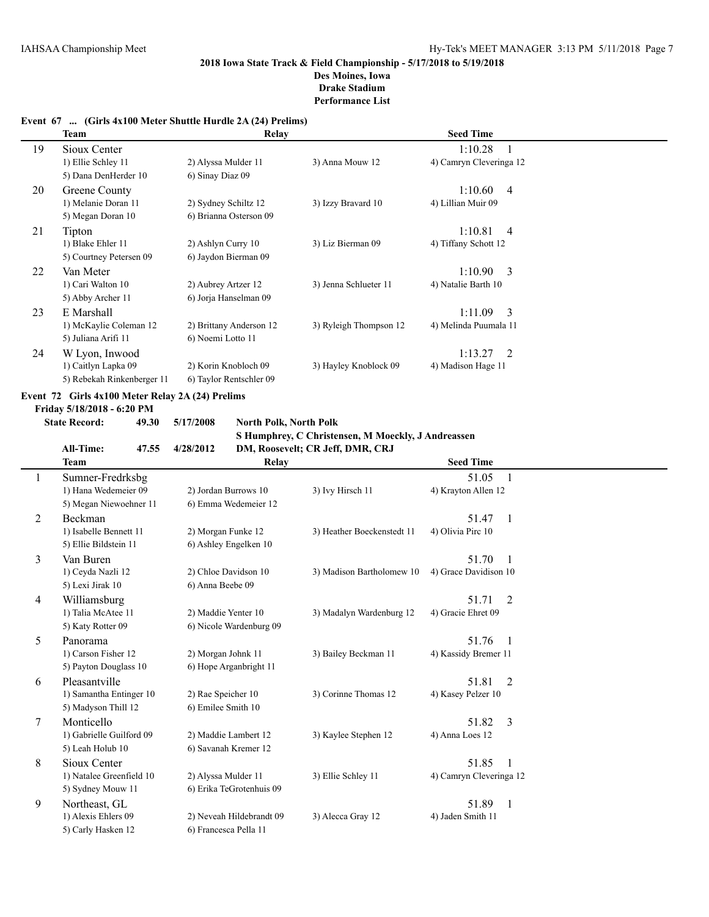## 2018 Iowa State Track & Field Championship - 5/17/2018 to 5/19/2018

**Des Moines, Iowa**
**Drake Stadium**
**Performance List**

### Event 67 ... (Girls 4x100 Meter Shuttle Hurdle 2A (24) Prelims)

| | Team | Relay | | Seed Time |
|---|---|---|---|---|
| 19 | Sioux Center | | | 1:10.28 1 |
| | 1) Ellie Schley 11 | 2) Alyssa Mulder 11 | 3) Anna Mouw 12 | 4) Camryn Cleveringa 12 |
| | 5) Dana DenHerder 10 | 6) Sinay Diaz 09 | | |
| 20 | Greene County | | | 1:10.60 4 |
| | 1) Melanie Doran 11 | 2) Sydney Schiltz 12 | 3) Izzy Bravard 10 | 4) Lillian Muir 09 |
| | 5) Megan Doran 10 | 6) Brianna Osterson 09 | | |
| 21 | Tipton | | | 1:10.81 4 |
| | 1) Blake Ehler 11 | 2) Ashlyn Curry 10 | 3) Liz Bierman 09 | 4) Tiffany Schott 12 |
| | 5) Courtney Petersen 09 | 6) Jaydon Bierman 09 | | |
| 22 | Van Meter | | | 1:10.90 3 |
| | 1) Cari Walton 10 | 2) Aubrey Artzer 12 | 3) Jenna Schlueter 11 | 4) Natalie Barth 10 |
| | 5) Abby Archer 11 | 6) Jorja Hanselman 09 | | |
| 23 | E Marshall | | | 1:11.09 3 |
| | 1) McKaylie Coleman 12 | 2) Brittany Anderson 12 | 3) Ryleigh Thompson 12 | 4) Melinda Puumala 11 |
| | 5) Juliana Arifi 11 | 6) Noemi Lotto 11 | | |
| 24 | W Lyon, Inwood | | | 1:13.27 2 |
| | 1) Caitlyn Lapka 09 | 2) Korin Knobloch 09 | 3) Hayley Knoblock 09 | 4) Madison Hage 11 |
| | 5) Rebekah Rinkenberger 11 | 6) Taylor Rentschler 09 | | |

### Event 72 Girls 4x100 Meter Relay 2A (24) Prelims

**Friday 5/18/2018 - 6:20 PM**

**State Record:** 49.30 5/17/2008 **North Polk, North Polk**
**S Humphrey, C Christensen, M Moeckly, J Andreassen**

**All-Time:** 47.55 4/28/2012 **DM, Roosevelt; CR Jeff, DMR, CRJ**

| | Team | Relay | | Seed Time |
|---|---|---|---|---|
| 1 | Sumner-Fredrksbg | | | 51.05 1 |
| | 1) Hana Wedemeier 09 | 2) Jordan Burrows 10 | 3) Ivy Hirsch 11 | 4) Krayton Allen 12 |
| | 5) Megan Niewoehner 11 | 6) Emma Wedemeier 12 | | |
| 2 | Beckman | | | 51.47 1 |
| | 1) Isabelle Bennett 11 | 2) Morgan Funke 12 | 3) Heather Boeckenstedt 11 | 4) Olivia Pirc 10 |
| | 5) Ellie Bildstein 11 | 6) Ashley Engelken 10 | | |
| 3 | Van Buren | | | 51.70 1 |
| | 1) Ceyda Nazli 12 | 2) Chloe Davidson 10 | 3) Madison Bartholomew 10 | 4) Grace Davidison 10 |
| | 5) Lexi Jirak 10 | 6) Anna Beebe 09 | | |
| 4 | Williamsburg | | | 51.71 2 |
| | 1) Talia McAtee 11 | 2) Maddie Yenter 10 | 3) Madalyn Wardenburg 12 | 4) Gracie Ehret 09 |
| | 5) Katy Rotter 09 | 6) Nicole Wardenburg 09 | | |
| 5 | Panorama | | | 51.76 1 |
| | 1) Carson Fisher 12 | 2) Morgan Johnk 11 | 3) Bailey Beckman 11 | 4) Kassidy Bremer 11 |
| | 5) Payton Douglass 10 | 6) Hope Arganbright 11 | | |
| 6 | Pleasantville | | | 51.81 2 |
| | 1) Samantha Entinger 10 | 2) Rae Speicher 10 | 3) Corinne Thomas 12 | 4) Kasey Pelzer 10 |
| | 5) Madyson Thill 12 | 6) Emilee Smith 10 | | |
| 7 | Monticello | | | 51.82 3 |
| | 1) Gabrielle Guilford 09 | 2) Maddie Lambert 12 | 3) Kaylee Stephen 12 | 4) Anna Loes 12 |
| | 5) Leah Holub 10 | 6) Savanah Kremer 12 | | |
| 8 | Sioux Center | | | 51.85 1 |
| | 1) Natalee Greenfield 10 | 2) Alyssa Mulder 11 | 3) Ellie Schley 11 | 4) Camryn Cleveringa 12 |
| | 5) Sydney Mouw 11 | 6) Erika TeGrotenhuis 09 | | |
| 9 | Northeast, GL | | | 51.89 1 |
| | 1) Alexis Ehlers 09 | 2) Neveah Hildebrandt 09 | 3) Alecca Gray 12 | 4) Jaden Smith 11 |
| | 5) Carly Hasken 12 | 6) Francesca Pella 11 | | |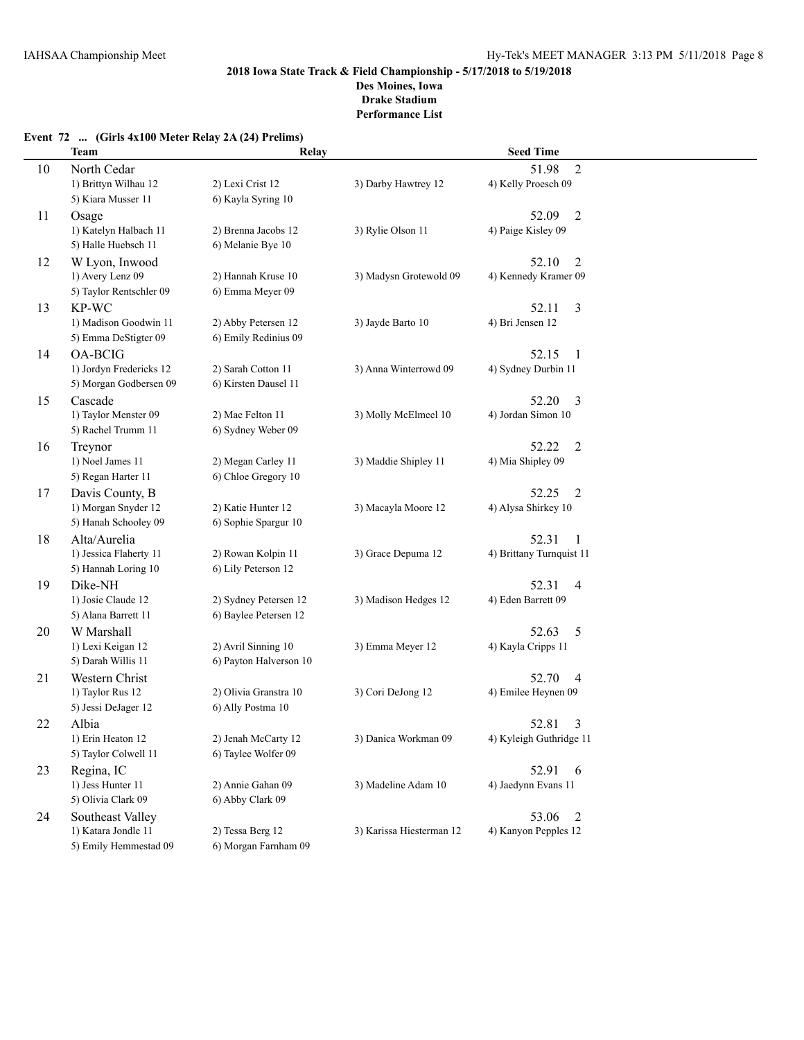**2018 Iowa State Track & Field Championship - 5/17/2018 to 5/19/2018**
**Des Moines, Iowa**
**Drake Stadium**
**Performance List**

### Event 72 ... (Girls 4x100 Meter Relay 2A (24) Prelims)

| | Team | Relay | | Seed Time |
|---|---|---|---|---|
| 10 | North Cedar | | | 51.98 2 |
| | 1) Brittyn Wilhau 12 | 2) Lexi Crist 12 | 3) Darby Hawtrey 12 | 4) Kelly Proesch 09 |
| | 5) Kiara Musser 11 | 6) Kayla Syring 10 | | |
| 11 | Osage | | | 52.09 2 |
| | 1) Katelyn Halbach 11 | 2) Brenna Jacobs 12 | 3) Rylie Olson 11 | 4) Paige Kisley 09 |
| | 5) Halle Huebsch 11 | 6) Melanie Bye 10 | | |
| 12 | W Lyon, Inwood | | | 52.10 2 |
| | 1) Avery Lenz 09 | 2) Hannah Kruse 10 | 3) Madysn Grotewold 09 | 4) Kennedy Kramer 09 |
| | 5) Taylor Rentschler 09 | 6) Emma Meyer 09 | | |
| 13 | KP-WC | | | 52.11 3 |
| | 1) Madison Goodwin 11 | 2) Abby Petersen 12 | 3) Jayde Barto 10 | 4) Bri Jensen 12 |
| | 5) Emma DeStigter 09 | 6) Emily Redinius 09 | | |
| 14 | OA-BCIG | | | 52.15 1 |
| | 1) Jordyn Fredericks 12 | 2) Sarah Cotton 11 | 3) Anna Winterrowd 09 | 4) Sydney Durbin 11 |
| | 5) Morgan Godbersen 09 | 6) Kirsten Dausel 11 | | |
| 15 | Cascade | | | 52.20 3 |
| | 1) Taylor Menster 09 | 2) Mae Felton 11 | 3) Molly McElmeel 10 | 4) Jordan Simon 10 |
| | 5) Rachel Trumm 11 | 6) Sydney Weber 09 | | |
| 16 | Treynor | | | 52.22 2 |
| | 1) Noel James 11 | 2) Megan Carley 11 | 3) Maddie Shipley 11 | 4) Mia Shipley 09 |
| | 5) Regan Harter 11 | 6) Chloe Gregory 10 | | |
| 17 | Davis County, B | | | 52.25 2 |
| | 1) Morgan Snyder 12 | 2) Katie Hunter 12 | 3) Macayla Moore 12 | 4) Alysa Shirkey 10 |
| | 5) Hanah Schooley 09 | 6) Sophie Spargur 10 | | |
| 18 | Alta/Aurelia | | | 52.31 1 |
| | 1) Jessica Flaherty 11 | 2) Rowan Kolpin 11 | 3) Grace Depuma 12 | 4) Brittany Turnquist 11 |
| | 5) Hannah Loring 10 | 6) Lily Peterson 12 | | |
| 19 | Dike-NH | | | 52.31 4 |
| | 1) Josie Claude 12 | 2) Sydney Petersen 12 | 3) Madison Hedges 12 | 4) Eden Barrett 09 |
| | 5) Alana Barrett 11 | 6) Baylee Petersen 12 | | |
| 20 | W Marshall | | | 52.63 5 |
| | 1) Lexi Keigan 12 | 2) Avril Sinning 10 | 3) Emma Meyer 12 | 4) Kayla Cripps 11 |
| | 5) Darah Willis 11 | 6) Payton Halverson 10 | | |
| 21 | Western Christ | | | 52.70 4 |
| | 1) Taylor Rus 12 | 2) Olivia Granstra 10 | 3) Cori DeJong 12 | 4) Emilee Heynen 09 |
| | 5) Jessi DeJager 12 | 6) Ally Postma 10 | | |
| 22 | Albia | | | 52.81 3 |
| | 1) Erin Heaton 12 | 2) Jenah McCarty 12 | 3) Danica Workman 09 | 4) Kyleigh Guthridge 11 |
| | 5) Taylor Colwell 11 | 6) Taylee Wolfer 09 | | |
| 23 | Regina, IC | | | 52.91 6 |
| | 1) Jess Hunter 11 | 2) Annie Gahan 09 | 3) Madeline Adam 10 | 4) Jaedynn Evans 11 |
| | 5) Olivia Clark 09 | 6) Abby Clark 09 | | |
| 24 | Southeast Valley | | | 53.06 2 |
| | 1) Katara Jondle 11 | 2) Tessa Berg 12 | 3) Karissa Hiesterman 12 | 4) Kanyon Pepples 12 |
| | 5) Emily Hemmestad 09 | 6) Morgan Farnham 09 | | |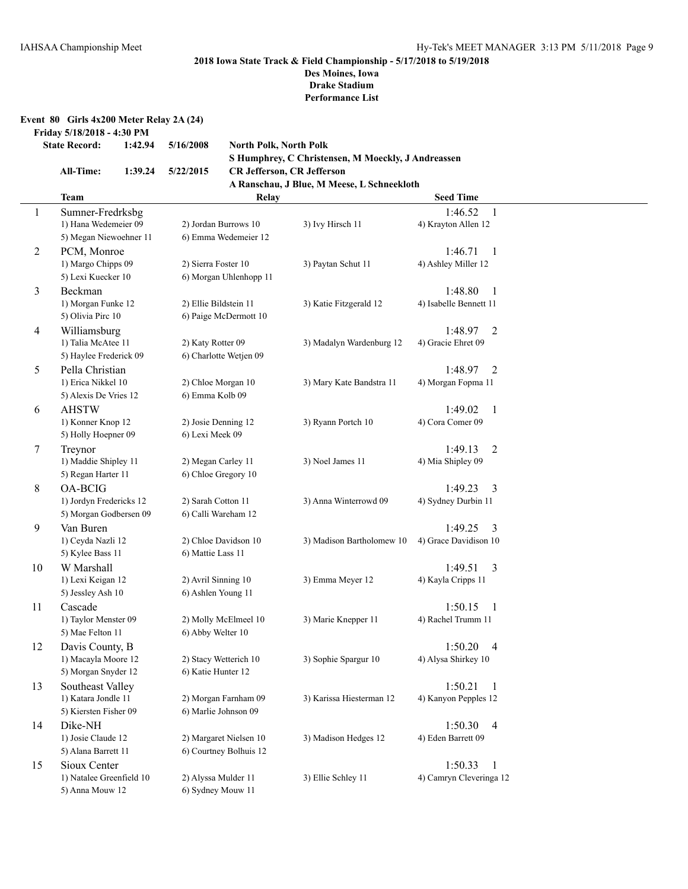**2018 Iowa State Track & Field Championship - 5/17/2018 to 5/19/2018**
**Des Moines, Iowa**
**Drake Stadium**
**Performance List**

**Event 80 Girls 4x200 Meter Relay 2A (24)**
**Friday 5/18/2018 - 4:30 PM**

| | | | |
|---|---|---|---|
| **State Record:** | **1:42.94** | **5/16/2008** | **North Polk, North Polk** |
| | | | **S Humphrey, C Christensen, M Moeckly, J Andreassen** |
| **All-Time:** | **1:39.24** | **5/22/2015** | **CR Jefferson, CR Jefferson** |
| | | | **A Ranschau, J Blue, M Meese, L Schneekloth** |

| | Team | Relay | | Seed Time |
|---|---|---|---|---|
| 1 | Sumner-Fredrksbg | | | 1:46.52 1 |
| | 1) Hana Wedemeier 09 | 2) Jordan Burrows 10 | 3) Ivy Hirsch 11 | 4) Krayton Allen 12 |
| | 5) Megan Niewoehner 11 | 6) Emma Wedemeier 12 | | |
| 2 | PCM, Monroe | | | 1:46.71 1 |
| | 1) Margo Chipps 09 | 2) Sierra Foster 10 | 3) Paytan Schut 11 | 4) Ashley Miller 12 |
| | 5) Lexi Kuecker 10 | 6) Morgan Uhlenhopp 11 | | |
| 3 | Beckman | | | 1:48.80 1 |
| | 1) Morgan Funke 12 | 2) Ellie Bildstein 11 | 3) Katie Fitzgerald 12 | 4) Isabelle Bennett 11 |
| | 5) Olivia Pirc 10 | 6) Paige McDermott 10 | | |
| 4 | Williamsburg | | | 1:48.97 2 |
| | 1) Talia McAtee 11 | 2) Katy Rotter 09 | 3) Madalyn Wardenburg 12 | 4) Gracie Ehret 09 |
| | 5) Haylee Frederick 09 | 6) Charlotte Wetjen 09 | | |
| 5 | Pella Christian | | | 1:48.97 2 |
| | 1) Erica Nikkel 10 | 2) Chloe Morgan 10 | 3) Mary Kate Bandstra 11 | 4) Morgan Fopma 11 |
| | 5) Alexis De Vries 12 | 6) Emma Kolb 09 | | |
| 6 | AHSTW | | | 1:49.02 1 |
| | 1) Konner Knop 12 | 2) Josie Denning 12 | 3) Ryann Portch 10 | 4) Cora Comer 09 |
| | 5) Holly Hoepner 09 | 6) Lexi Meek 09 | | |
| 7 | Treynor | | | 1:49.13 2 |
| | 1) Maddie Shipley 11 | 2) Megan Carley 11 | 3) Noel James 11 | 4) Mia Shipley 09 |
| | 5) Regan Harter 11 | 6) Chloe Gregory 10 | | |
| 8 | OA-BCIG | | | 1:49.23 3 |
| | 1) Jordyn Fredericks 12 | 2) Sarah Cotton 11 | 3) Anna Winterrowd 09 | 4) Sydney Durbin 11 |
| | 5) Morgan Godbersen 09 | 6) Calli Wareham 12 | | |
| 9 | Van Buren | | | 1:49.25 3 |
| | 1) Ceyda Nazli 12 | 2) Chloe Davidson 10 | 3) Madison Bartholomew 10 | 4) Grace Davidson 10 |
| | 5) Kylee Bass 11 | 6) Mattie Lass 11 | | |
| 10 | W Marshall | | | 1:49.51 3 |
| | 1) Lexi Keigan 12 | 2) Avril Sinning 10 | 3) Emma Meyer 12 | 4) Kayla Cripps 11 |
| | 5) Jessley Ash 10 | 6) Ashlen Young 11 | | |
| 11 | Cascade | | | 1:50.15 1 |
| | 1) Taylor Menster 09 | 2) Molly McElmeel 10 | 3) Marie Knepper 11 | 4) Rachel Trumm 11 |
| | 5) Mae Felton 11 | 6) Abby Welter 10 | | |
| 12 | Davis County, B | | | 1:50.20 4 |
| | 1) Macayla Moore 12 | 2) Stacy Wetterich 10 | 3) Sophie Spargur 10 | 4) Alysa Shirkey 10 |
| | 5) Morgan Snyder 12 | 6) Katie Hunter 12 | | |
| 13 | Southeast Valley | | | 1:50.21 1 |
| | 1) Katara Jondle 11 | 2) Morgan Farnham 09 | 3) Karissa Hiesterman 12 | 4) Kanyon Pepples 12 |
| | 5) Kiersten Fisher 09 | 6) Marlie Johnson 09 | | |
| 14 | Dike-NH | | | 1:50.30 4 |
| | 1) Josie Claude 12 | 2) Margaret Nielsen 10 | 3) Madison Hedges 12 | 4) Eden Barrett 09 |
| | 5) Alana Barrett 11 | 6) Courtney Bolhuis 12 | | |
| 15 | Sioux Center | | | 1:50.33 1 |
| | 1) Natalee Greenfield 10 | 2) Alyssa Mulder 11 | 3) Ellie Schley 11 | 4) Camryn Cleveringa 12 |
| | 5) Anna Mouw 12 | 6) Sydney Mouw 11 | | |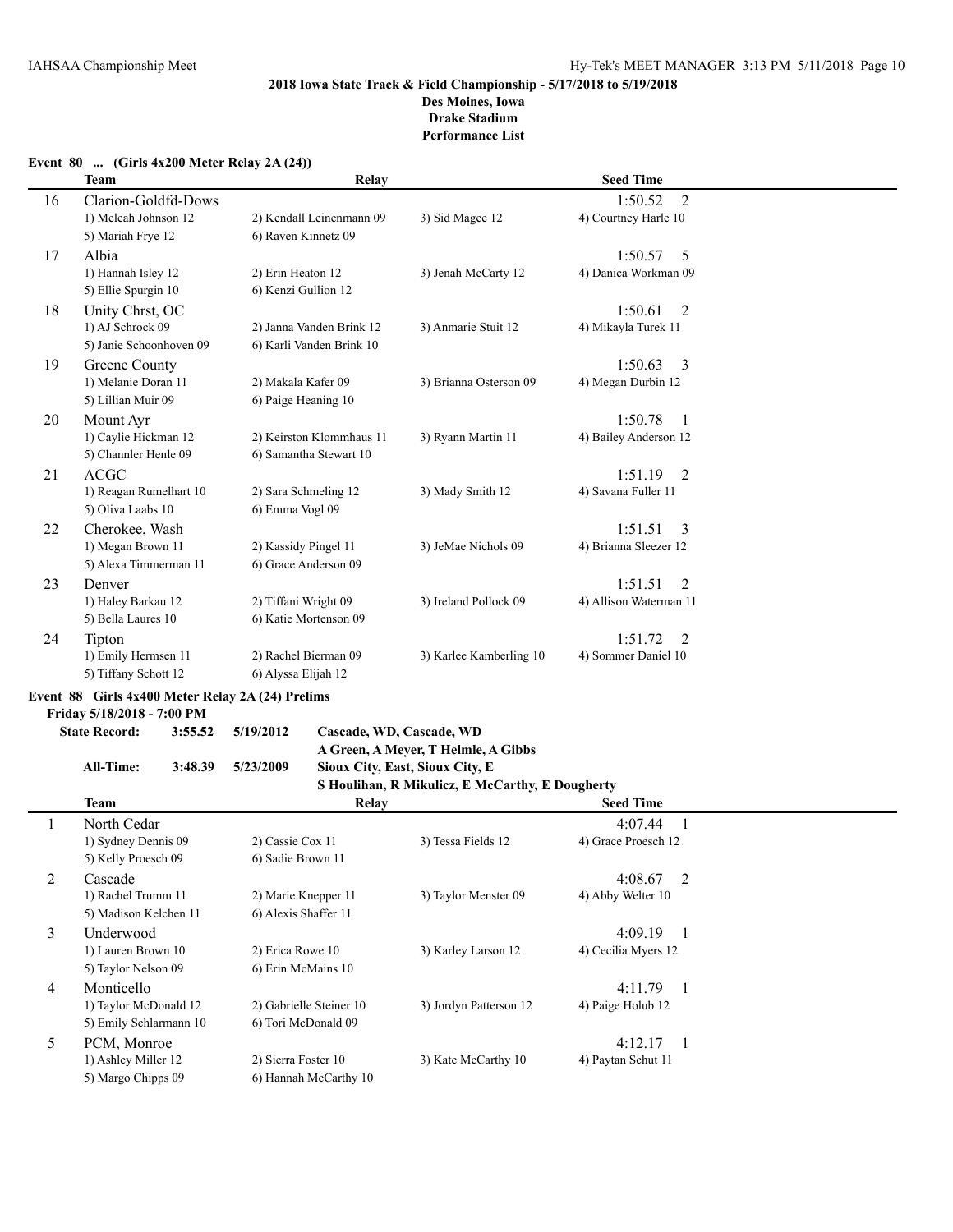## 2018 Iowa State Track & Field Championship - 5/17/2018 to 5/19/2018

**Des Moines, Iowa**
**Drake Stadium**
**Performance List**

### Event 80 ... (Girls 4x200 Meter Relay 2A (24))

| | Team | Relay | | | Seed Time |
|---|---|---|---|---|---|
| 16 | Clarion-Goldfd-Dows | | | | 1:50.52 2 |
| | 1) Meleah Johnson 12 | 2) Kendall Leinenmann 09 | 3) Sid Magee 12 | 4) Courtney Harle 10 | |
| | 5) Mariah Frye 12 | 6) Raven Kinnetz 09 | | | |
| 17 | Albia | | | | 1:50.57 5 |
| | 1) Hannah Isley 12 | 2) Erin Heaton 12 | 3) Jenah McCarty 12 | 4) Danica Workman 09 | |
| | 5) Ellie Spurgin 10 | 6) Kenzi Gullion 12 | | | |
| 18 | Unity Chrst, OC | | | | 1:50.61 2 |
| | 1) AJ Schrock 09 | 2) Janna Vanden Brink 12 | 3) Anmarie Stuit 12 | 4) Mikayla Turek 11 | |
| | 5) Janie Schoonhoven 09 | 6) Karli Vanden Brink 10 | | | |
| 19 | Greene County | | | | 1:50.63 3 |
| | 1) Melanie Doran 11 | 2) Makala Kafer 09 | 3) Brianna Osterson 09 | 4) Megan Durbin 12 | |
| | 5) Lillian Muir 09 | 6) Paige Heaning 10 | | | |
| 20 | Mount Ayr | | | | 1:50.78 1 |
| | 1) Caylie Hickman 12 | 2) Keirston Klommhaus 11 | 3) Ryann Martin 11 | 4) Bailey Anderson 12 | |
| | 5) Channler Henle 09 | 6) Samantha Stewart 10 | | | |
| 21 | ACGC | | | | 1:51.19 2 |
| | 1) Reagan Rumelhart 10 | 2) Sara Schmeling 12 | 3) Mady Smith 12 | 4) Savana Fuller 11 | |
| | 5) Oliva Laabs 10 | 6) Emma Vogl 09 | | | |
| 22 | Cherokee, Wash | | | | 1:51.51 3 |
| | 1) Megan Brown 11 | 2) Kassidy Pingel 11 | 3) JeMae Nichols 09 | 4) Brianna Sleezer 12 | |
| | 5) Alexa Timmerman 11 | 6) Grace Anderson 09 | | | |
| 23 | Denver | | | | 1:51.51 2 |
| | 1) Haley Barkau 12 | 2) Tiffani Wright 09 | 3) Ireland Pollock 09 | 4) Allison Waterman 11 | |
| | 5) Bella Laures 10 | 6) Katie Mortenson 09 | | | |
| 24 | Tipton | | | | 1:51.72 2 |
| | 1) Emily Hermsen 11 | 2) Rachel Bierman 09 | 3) Karlee Kamberling 10 | 4) Sommer Daniel 10 | |
| | 5) Tiffany Schott 12 | 6) Alyssa Elijah 12 | | | |

### Event 88 Girls 4x400 Meter Relay 2A (24) Prelims

**Friday 5/18/2018 - 7:00 PM**

**State Record: 3:55.52 5/19/2012 Cascade, WD, Cascade, WD**
**A Green, A Meyer, T Helmle, A Gibbs**

**All-Time: 3:48.39 5/23/2009 Sioux City, East, Sioux City, E**
**S Houlihan, R Mikulicz, E McCarthy, E Dougherty**

| | Team | Relay | | | Seed Time |
|---|---|---|---|---|---|
| 1 | North Cedar | | | | 4:07.44 1 |
| | 1) Sydney Dennis 09 | 2) Cassie Cox 11 | 3) Tessa Fields 12 | 4) Grace Proesch 12 | |
| | 5) Kelly Proesch 09 | 6) Sadie Brown 11 | | | |
| 2 | Cascade | | | | 4:08.67 2 |
| | 1) Rachel Trumm 11 | 2) Marie Knepper 11 | 3) Taylor Menster 09 | 4) Abby Welter 10 | |
| | 5) Madison Kelchen 11 | 6) Alexis Shaffer 11 | | | |
| 3 | Underwood | | | | 4:09.19 1 |
| | 1) Lauren Brown 10 | 2) Erica Rowe 10 | 3) Karley Larson 12 | 4) Cecilia Myers 12 | |
| | 5) Taylor Nelson 09 | 6) Erin McMains 10 | | | |
| 4 | Monticello | | | | 4:11.79 1 |
| | 1) Taylor McDonald 12 | 2) Gabrielle Steiner 10 | 3) Jordyn Patterson 12 | 4) Paige Holub 12 | |
| | 5) Emily Schlarmann 10 | 6) Tori McDonald 09 | | | |
| 5 | PCM, Monroe | | | | 4:12.17 1 |
| | 1) Ashley Miller 12 | 2) Sierra Foster 10 | 3) Kate McCarthy 10 | 4) Paytan Schut 11 | |
| | 5) Margo Chipps 09 | 6) Hannah McCarthy 10 | | | |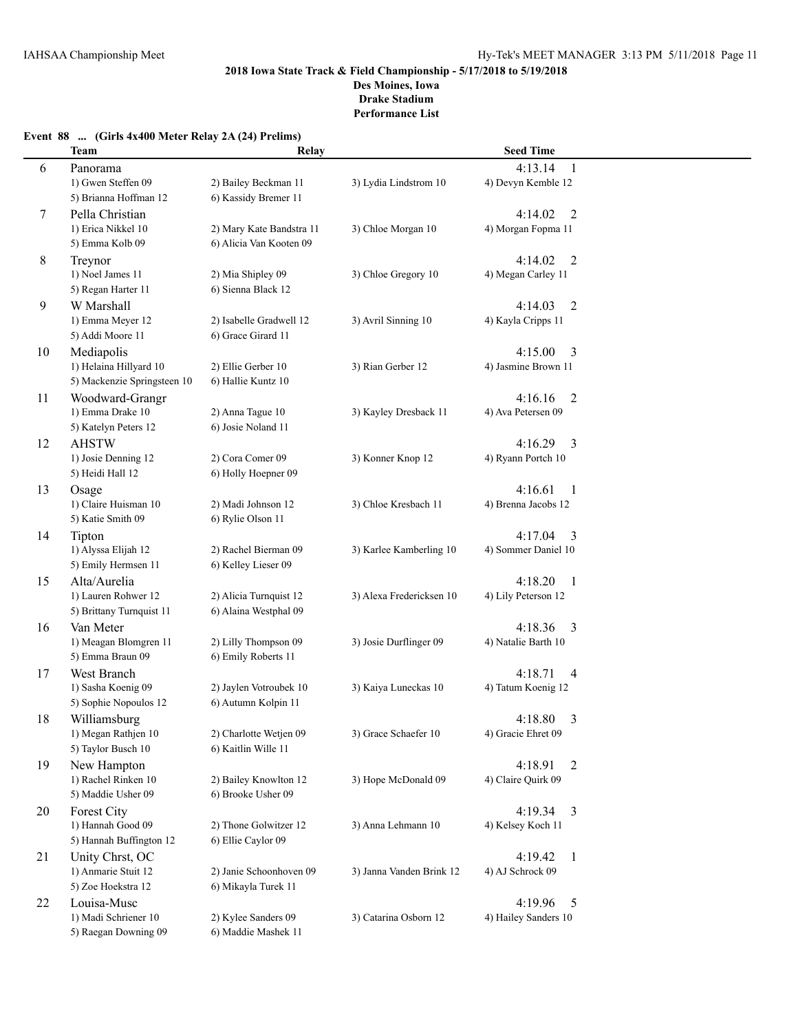**2018 Iowa State Track & Field Championship - 5/17/2018 to 5/19/2018**
**Des Moines, Iowa**
**Drake Stadium**
**Performance List**

### Event 88 ... (Girls 4x400 Meter Relay 2A (24) Prelims)

| | Team | Relay | | Seed Time |
|---|---|---|---|---|
| 6 | Panorama | | | 4:13.14 1 |
| | 1) Gwen Steffen 09 | 2) Bailey Beckman 11 | 3) Lydia Lindstrom 10 | 4) Devyn Kemble 12 |
| | 5) Brianna Hoffman 12 | 6) Kassidy Bremer 11 | | |
| 7 | Pella Christian | | | 4:14.02 2 |
| | 1) Erica Nikkel 10 | 2) Mary Kate Bandstra 11 | 3) Chloe Morgan 10 | 4) Morgan Fopma 11 |
| | 5) Emma Kolb 09 | 6) Alicia Van Kooten 09 | | |
| 8 | Treynor | | | 4:14.02 2 |
| | 1) Noel James 11 | 2) Mia Shipley 09 | 3) Chloe Gregory 10 | 4) Megan Carley 11 |
| | 5) Regan Harter 11 | 6) Sienna Black 12 | | |
| 9 | W Marshall | | | 4:14.03 2 |
| | 1) Emma Meyer 12 | 2) Isabelle Gradwell 12 | 3) Avril Sinning 10 | 4) Kayla Cripps 11 |
| | 5) Addi Moore 11 | 6) Grace Girard 11 | | |
| 10 | Mediapolis | | | 4:15.00 3 |
| | 1) Helaina Hillyard 10 | 2) Ellie Gerber 10 | 3) Rian Gerber 12 | 4) Jasmine Brown 11 |
| | 5) Mackenzie Springsteen 10 | 6) Hallie Kuntz 10 | | |
| 11 | Woodward-Grangr | | | 4:16.16 2 |
| | 1) Emma Drake 10 | 2) Anna Tague 10 | 3) Kayley Dresback 11 | 4) Ava Petersen 09 |
| | 5) Katelyn Peters 12 | 6) Josie Noland 11 | | |
| 12 | AHSTW | | | 4:16.29 3 |
| | 1) Josie Denning 12 | 2) Cora Comer 09 | 3) Konner Knop 12 | 4) Ryann Portch 10 |
| | 5) Heidi Hall 12 | 6) Holly Hoepner 09 | | |
| 13 | Osage | | | 4:16.61 1 |
| | 1) Claire Huisman 10 | 2) Madi Johnson 12 | 3) Chloe Kresbach 11 | 4) Brenna Jacobs 12 |
| | 5) Katie Smith 09 | 6) Rylie Olson 11 | | |
| 14 | Tipton | | | 4:17.04 3 |
| | 1) Alyssa Elijah 12 | 2) Rachel Bierman 09 | 3) Karlee Kamberling 10 | 4) Sommer Daniel 10 |
| | 5) Emily Hermsen 11 | 6) Kelley Lieser 09 | | |
| 15 | Alta/Aurelia | | | 4:18.20 1 |
| | 1) Lauren Rohwer 12 | 2) Alicia Turnquist 12 | 3) Alexa Fredericksen 10 | 4) Lily Peterson 12 |
| | 5) Brittany Turnquist 11 | 6) Alaina Westphal 09 | | |
| 16 | Van Meter | | | 4:18.36 3 |
| | 1) Meagan Blomgren 11 | 2) Lilly Thompson 09 | 3) Josie Durflinger 09 | 4) Natalie Barth 10 |
| | 5) Emma Braun 09 | 6) Emily Roberts 11 | | |
| 17 | West Branch | | | 4:18.71 4 |
| | 1) Sasha Koenig 09 | 2) Jaylen Votroubek 10 | 3) Kaiya Luneckas 10 | 4) Tatum Koenig 12 |
| | 5) Sophie Nopoulos 12 | 6) Autumn Kolpin 11 | | |
| 18 | Williamsburg | | | 4:18.80 3 |
| | 1) Megan Rathjen 10 | 2) Charlotte Wetjen 09 | 3) Grace Schaefer 10 | 4) Gracie Ehret 09 |
| | 5) Taylor Busch 10 | 6) Kaitlin Wille 11 | | |
| 19 | New Hampton | | | 4:18.91 2 |
| | 1) Rachel Rinken 10 | 2) Bailey Knowlton 12 | 3) Hope McDonald 09 | 4) Claire Quirk 09 |
| | 5) Maddie Usher 09 | 6) Brooke Usher 09 | | |
| 20 | Forest City | | | 4:19.34 3 |
| | 1) Hannah Good 09 | 2) Thone Golwitzer 12 | 3) Anna Lehmann 10 | 4) Kelsey Koch 11 |
| | 5) Hannah Buffington 12 | 6) Ellie Caylor 09 | | |
| 21 | Unity Chrst, OC | | | 4:19.42 1 |
| | 1) Anmarie Stuit 12 | 2) Janie Schoonhoven 09 | 3) Janna Vanden Brink 12 | 4) AJ Schrock 09 |
| | 5) Zoe Hoekstra 12 | 6) Mikayla Turek 11 | | |
| 22 | Louisa-Musc | | | 4:19.96 5 |
| | 1) Madi Schriener 10 | 2) Kylee Sanders 09 | 3) Catarina Osborn 12 | 4) Hailey Sanders 10 |
| | 5) Raegan Downing 09 | 6) Maddie Mashek 11 | | |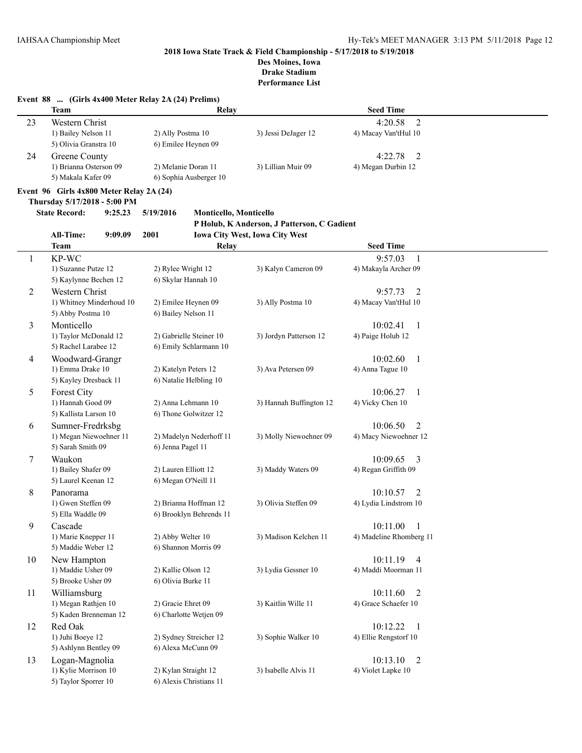**2018 Iowa State Track & Field Championship - 5/17/2018 to 5/19/2018**

**Des Moines, Iowa**

**Drake Stadium**

**Performance List**

### Event 88 ... (Girls 4x400 Meter Relay 2A (24) Prelims)

| | Team | Relay | | Seed Time |
|---|---|---|---|---|
| 23 | Western Christ | | | 4:20.58 2 |
| | 1) Bailey Nelson 11 | 2) Ally Postma 10 | 3) Jessi DeJager 12 | 4) Macay Van'tHul 10 |
| | 5) Olivia Granstra 10 | 6) Emilee Heynen 09 | | |
| 24 | Greene County | | | 4:22.78 2 |
| | 1) Brianna Osterson 09 | 2) Melanie Doran 11 | 3) Lillian Muir 09 | 4) Megan Durbin 12 |
| | 5) Makala Kafer 09 | 6) Sophia Ausberger 10 | | |

### Event 96 Girls 4x800 Meter Relay 2A (24)

**Thursday 5/17/2018 - 5:00 PM**

**State Record: 9:25.23 5/19/2016 Monticello, Monticello**
**P Holub, K Anderson, J Patterson, C Gadient**

**All-Time: 9:09.09 2001 Iowa City West, Iowa City West**

| | Team | Relay | | Seed Time |
|---|---|---|---|---|
| 1 | KP-WC | | | 9:57.03 1 |
| | 1) Suzanne Putze 12 | 2) Rylee Wright 12 | 3) Kalyn Cameron 09 | 4) Makayla Archer 09 |
| | 5) Kaylynne Bechen 12 | 6) Skylar Hannah 10 | | |
| 2 | Western Christ | | | 9:57.73 2 |
| | 1) Whitney Minderhoud 10 | 2) Emilee Heynen 09 | 3) Ally Postma 10 | 4) Macay Van'tHul 10 |
| | 5) Abby Postma 10 | 6) Bailey Nelson 11 | | |
| 3 | Monticello | | | 10:02.41 1 |
| | 1) Taylor McDonald 12 | 2) Gabrielle Steiner 10 | 3) Jordyn Patterson 12 | 4) Paige Holub 12 |
| | 5) Rachel Larabee 12 | 6) Emily Schlarmann 10 | | |
| 4 | Woodward-Grangr | | | 10:02.60 1 |
| | 1) Emma Drake 10 | 2) Katelyn Peters 12 | 3) Ava Petersen 09 | 4) Anna Tague 10 |
| | 5) Kayley Dresback 11 | 6) Natalie Helbling 10 | | |
| 5 | Forest City | | | 10:06.27 1 |
| | 1) Hannah Good 09 | 2) Anna Lehmann 10 | 3) Hannah Buffington 12 | 4) Vicky Chen 10 |
| | 5) Kallista Larson 10 | 6) Thone Golwitzer 12 | | |
| 6 | Sumner-Fredrksbg | | | 10:06.50 2 |
| | 1) Megan Niewoehner 11 | 2) Madelyn Nederhoff 11 | 3) Molly Niewoehner 09 | 4) Macy Niewoehner 12 |
| | 5) Sarah Smith 09 | 6) Jenna Pagel 11 | | |
| 7 | Waukon | | | 10:09.65 3 |
| | 1) Bailey Shafer 09 | 2) Lauren Elliott 12 | 3) Maddy Waters 09 | 4) Regan Griffith 09 |
| | 5) Laurel Keenan 12 | 6) Megan O'Neill 11 | | |
| 8 | Panorama | | | 10:10.57 2 |
| | 1) Gwen Steffen 09 | 2) Brianna Hoffman 12 | 3) Olivia Steffen 09 | 4) Lydia Lindstrom 10 |
| | 5) Ella Waddle 09 | 6) Brooklyn Behrends 11 | | |
| 9 | Cascade | | | 10:11.00 1 |
| | 1) Marie Knepper 11 | 2) Abby Welter 10 | 3) Madison Kelchen 11 | 4) Madeline Rhomberg 11 |
| | 5) Maddie Weber 12 | 6) Shannon Morris 09 | | |
| 10 | New Hampton | | | 10:11.19 4 |
| | 1) Maddie Usher 09 | 2) Kallie Olson 12 | 3) Lydia Gessner 10 | 4) Maddi Moorman 11 |
| | 5) Brooke Usher 09 | 6) Olivia Burke 11 | | |
| 11 | Williamsburg | | | 10:11.60 2 |
| | 1) Megan Rathjen 10 | 2) Gracie Ehret 09 | 3) Kaitlin Wille 11 | 4) Grace Schaefer 10 |
| | 5) Kaden Brenneman 12 | 6) Charlotte Wetjen 09 | | |
| 12 | Red Oak | | | 10:12.22 1 |
| | 1) Juhi Boeye 12 | 2) Sydney Streicher 12 | 3) Sophie Walker 10 | 4) Ellie Rengstorf 10 |
| | 5) Ashlynn Bentley 09 | 6) Alexa McCunn 09 | | |
| 13 | Logan-Magnolia | | | 10:13.10 2 |
| | 1) Kylie Morrison 10 | 2) Kylan Straight 12 | 3) Isabelle Alvis 11 | 4) Violet Lapke 10 |
| | 5) Taylor Sporrer 10 | 6) Alexis Christians 11 | | |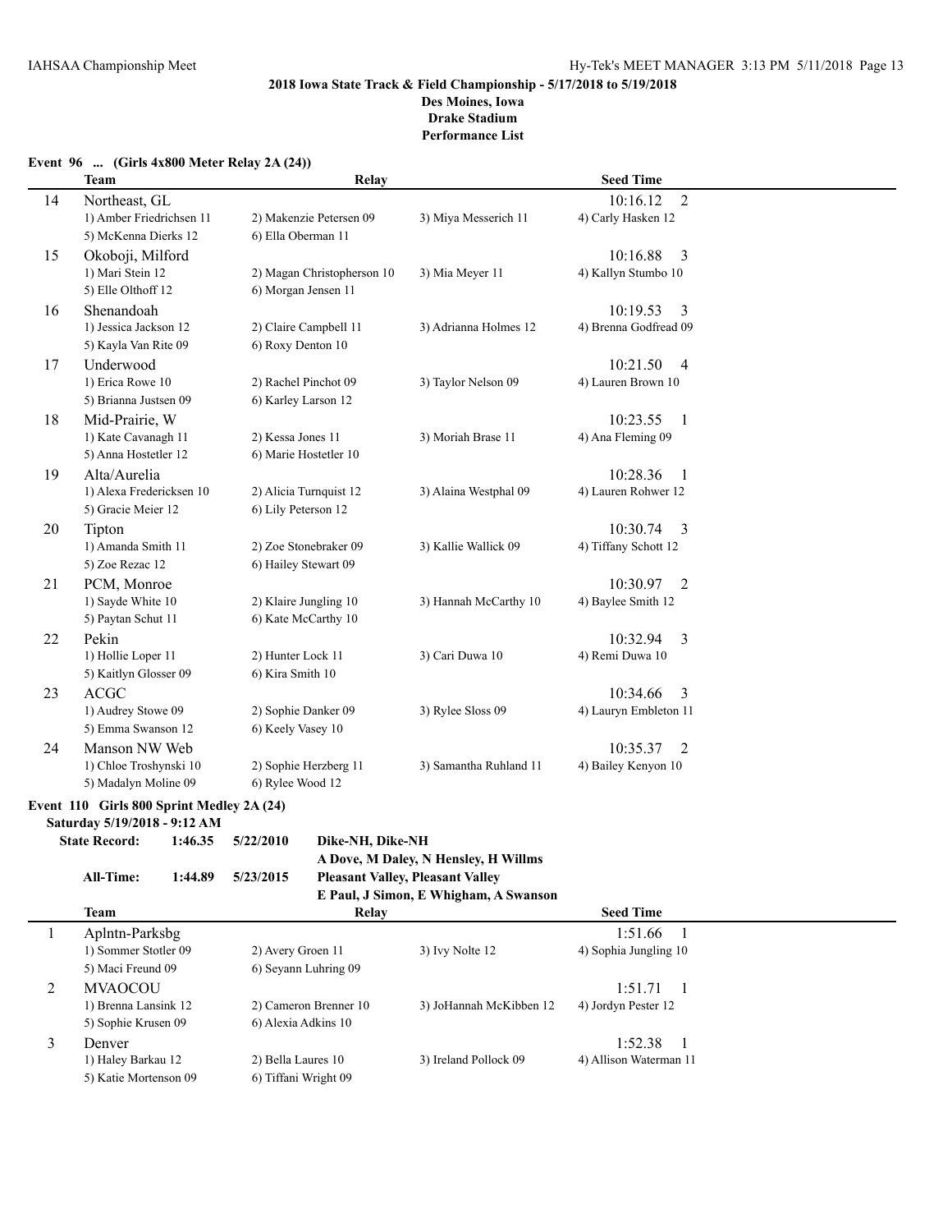**2018 Iowa State Track & Field Championship - 5/17/2018 to 5/19/2018**
**Des Moines, Iowa**
**Drake Stadium**
**Performance List**

### Event 96 ... (Girls 4x800 Meter Relay 2A (24))

| | Team | Relay | | Seed Time |
|---|---|---|---|---|
| 14 | Northeast, GL | | | 10:16.12 2 |
| | 1) Amber Friedrichsen 11 | 2) Makenzie Petersen 09 | 3) Miya Messerich 11 | 4) Carly Hasken 12 |
| | 5) McKenna Dierks 12 | 6) Ella Oberman 11 | | |
| 15 | Okoboji, Milford | | | 10:16.88 3 |
| | 1) Mari Stein 12 | 2) Magan Christopherson 10 | 3) Mia Meyer 11 | 4) Kallyn Stumbo 10 |
| | 5) Elle Olthoff 12 | 6) Morgan Jensen 11 | | |
| 16 | Shenandoah | | | 10:19.53 3 |
| | 1) Jessica Jackson 12 | 2) Claire Campbell 11 | 3) Adrianna Holmes 12 | 4) Brenna Godfread 09 |
| | 5) Kayla Van Rite 09 | 6) Roxy Denton 10 | | |
| 17 | Underwood | | | 10:21.50 4 |
| | 1) Erica Rowe 10 | 2) Rachel Pinchot 09 | 3) Taylor Nelson 09 | 4) Lauren Brown 10 |
| | 5) Brianna Justsen 09 | 6) Karley Larson 12 | | |
| 18 | Mid-Prairie, W | | | 10:23.55 1 |
| | 1) Kate Cavanagh 11 | 2) Kessa Jones 11 | 3) Moriah Brase 11 | 4) Ana Fleming 09 |
| | 5) Anna Hostetler 12 | 6) Marie Hostetler 10 | | |
| 19 | Alta/Aurelia | | | 10:28.36 1 |
| | 1) Alexa Fredericksen 10 | 2) Alicia Turnquist 12 | 3) Alaina Westphal 09 | 4) Lauren Rohwer 12 |
| | 5) Gracie Meier 12 | 6) Lily Peterson 12 | | |
| 20 | Tipton | | | 10:30.74 3 |
| | 1) Amanda Smith 11 | 2) Zoe Stonebraker 09 | 3) Kallie Wallick 09 | 4) Tiffany Schott 12 |
| | 5) Zoe Rezac 12 | 6) Hailey Stewart 09 | | |
| 21 | PCM, Monroe | | | 10:30.97 2 |
| | 1) Sayde White 10 | 2) Klaire Jungling 10 | 3) Hannah McCarthy 10 | 4) Baylee Smith 12 |
| | 5) Paytan Schut 11 | 6) Kate McCarthy 10 | | |
| 22 | Pekin | | | 10:32.94 3 |
| | 1) Hollie Loper 11 | 2) Hunter Lock 11 | 3) Cari Duwa 10 | 4) Remi Duwa 10 |
| | 5) Kaitlyn Glosser 09 | 6) Kira Smith 10 | | |
| 23 | ACGC | | | 10:34.66 3 |
| | 1) Audrey Stowe 09 | 2) Sophie Danker 09 | 3) Rylee Sloss 09 | 4) Lauryn Embleton 11 |
| | 5) Emma Swanson 12 | 6) Keely Vasey 10 | | |
| 24 | Manson NW Web | | | 10:35.37 2 |
| | 1) Chloe Troshynski 10 | 2) Sophie Herzberg 11 | 3) Samantha Ruhland 11 | 4) Bailey Kenyon 10 |
| | 5) Madalyn Moline 09 | 6) Rylee Wood 12 | | |

### Event 110 Girls 800 Sprint Medley 2A (24)

**Saturday 5/19/2018 - 9:12 AM**

| | | | |
|---|---|---|---|
| **State Record:** | **1:46.35** | **5/22/2010** | **Dike-NH, Dike-NH** |
| | | | **A Dove, M Daley, N Hensley, H Willms** |
| **All-Time:** | **1:44.89** | **5/23/2015** | **Pleasant Valley, Pleasant Valley** |
| | | | **E Paul, J Simon, E Whigham, A Swanson** |

| | Team | Relay | | Seed Time |
|---|---|---|---|---|
| 1 | Aplntn-Parksbg | | | 1:51.66 1 |
| | 1) Sommer Stotler 09 | 2) Avery Groen 11 | 3) Ivy Nolte 12 | 4) Sophia Jungling 10 |
| | 5) Maci Freund 09 | 6) Seyann Luhring 09 | | |
| 2 | MVAOCOU | | | 1:51.71 1 |
| | 1) Brenna Lansink 12 | 2) Cameron Brenner 10 | 3) JoHannah McKibben 12 | 4) Jordyn Pester 12 |
| | 5) Sophie Krusen 09 | 6) Alexia Adkins 10 | | |
| 3 | Denver | | | 1:52.38 1 |
| | 1) Haley Barkau 12 | 2) Bella Laures 10 | 3) Ireland Pollock 09 | 4) Allison Waterman 11 |
| | 5) Katie Mortenson 09 | 6) Tiffani Wright 09 | | |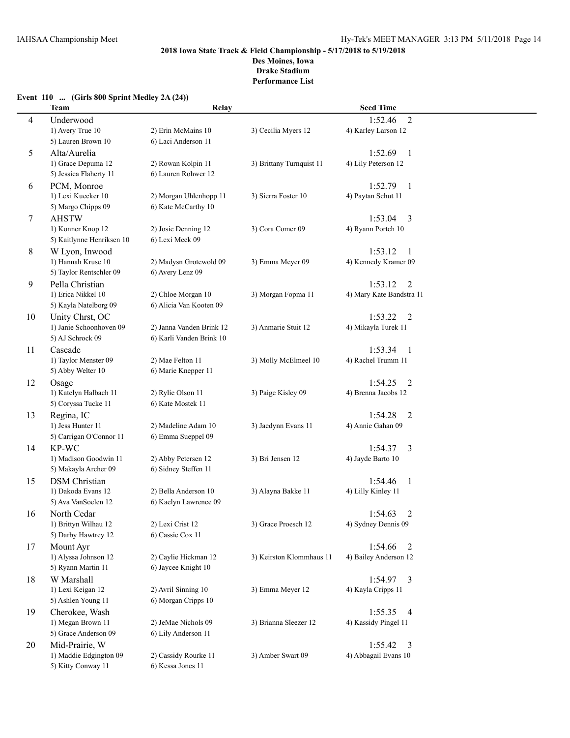**2018 Iowa State Track & Field Championship - 5/17/2018 to 5/19/2018**
**Des Moines, Iowa**
**Drake Stadium**
**Performance List**

### Event 110 ... (Girls 800 Sprint Medley 2A (24))

| | Team | Relay | | Seed Time |
|---|---|---|---|---|
| 4 | Underwood | | | 1:52.46 2 |
| | 1) Avery True 10 | 2) Erin McMains 10 | 3) Cecilia Myers 12 | 4) Karley Larson 12 |
| | 5) Lauren Brown 10 | 6) Laci Anderson 11 | | |
| 5 | Alta/Aurelia | | | 1:52.69 1 |
| | 1) Grace Depuma 12 | 2) Rowan Kolpin 11 | 3) Brittany Turnquist 11 | 4) Lily Peterson 12 |
| | 5) Jessica Flaherty 11 | 6) Lauren Rohwer 12 | | |
| 6 | PCM, Monroe | | | 1:52.79 1 |
| | 1) Lexi Kuecker 10 | 2) Morgan Uhlenhopp 11 | 3) Sierra Foster 10 | 4) Paytan Schut 11 |
| | 5) Margo Chipps 09 | 6) Kate McCarthy 10 | | |
| 7 | AHSTW | | | 1:53.04 3 |
| | 1) Konner Knop 12 | 2) Josie Denning 12 | 3) Cora Comer 09 | 4) Ryann Portch 10 |
| | 5) Kaitlynne Henriksen 10 | 6) Lexi Meek 09 | | |
| 8 | W Lyon, Inwood | | | 1:53.12 1 |
| | 1) Hannah Kruse 10 | 2) Madysn Grotewold 09 | 3) Emma Meyer 09 | 4) Kennedy Kramer 09 |
| | 5) Taylor Rentschler 09 | 6) Avery Lenz 09 | | |
| 9 | Pella Christian | | | 1:53.12 2 |
| | 1) Erica Nikkel 10 | 2) Chloe Morgan 10 | 3) Morgan Fopma 11 | 4) Mary Kate Bandstra 11 |
| | 5) Kayla Natelborg 09 | 6) Alicia Van Kooten 09 | | |
| 10 | Unity Chrst, OC | | | 1:53.22 2 |
| | 1) Janie Schoonhoven 09 | 2) Janna Vanden Brink 12 | 3) Anmarie Stuit 12 | 4) Mikayla Turek 11 |
| | 5) AJ Schrock 09 | 6) Karli Vanden Brink 10 | | |
| 11 | Cascade | | | 1:53.34 1 |
| | 1) Taylor Menster 09 | 2) Mae Felton 11 | 3) Molly McElmeel 10 | 4) Rachel Trumm 11 |
| | 5) Abby Welter 10 | 6) Marie Knepper 11 | | |
| 12 | Osage | | | 1:54.25 2 |
| | 1) Katelyn Halbach 11 | 2) Rylie Olson 11 | 3) Paige Kisley 09 | 4) Brenna Jacobs 12 |
| | 5) Coryssa Tucke 11 | 6) Kate Mostek 11 | | |
| 13 | Regina, IC | | | 1:54.28 2 |
| | 1) Jess Hunter 11 | 2) Madeline Adam 10 | 3) Jaedynn Evans 11 | 4) Annie Gahan 09 |
| | 5) Carrigan O'Connor 11 | 6) Emma Sueppel 09 | | |
| 14 | KP-WC | | | 1:54.37 3 |
| | 1) Madison Goodwin 11 | 2) Abby Petersen 12 | 3) Bri Jensen 12 | 4) Jayde Barto 10 |
| | 5) Makayla Archer 09 | 6) Sidney Steffen 11 | | |
| 15 | DSM Christian | | | 1:54.46 1 |
| | 1) Dakoda Evans 12 | 2) Bella Anderson 10 | 3) Alayna Bakke 11 | 4) Lilly Kinley 11 |
| | 5) Ava VanSoelen 12 | 6) Kaelyn Lawrence 09 | | |
| 16 | North Cedar | | | 1:54.63 2 |
| | 1) Brittyn Wilhau 12 | 2) Lexi Crist 12 | 3) Grace Proesch 12 | 4) Sydney Dennis 09 |
| | 5) Darby Hawtrey 12 | 6) Cassie Cox 11 | | |
| 17 | Mount Ayr | | | 1:54.66 2 |
| | 1) Alyssa Johnson 12 | 2) Caylie Hickman 12 | 3) Keirston Klommhaus 11 | 4) Bailey Anderson 12 |
| | 5) Ryann Martin 11 | 6) Jaycee Knight 10 | | |
| 18 | W Marshall | | | 1:54.97 3 |
| | 1) Lexi Keigan 12 | 2) Avril Sinning 10 | 3) Emma Meyer 12 | 4) Kayla Cripps 11 |
| | 5) Ashlen Young 11 | 6) Morgan Cripps 10 | | |
| 19 | Cherokee, Wash | | | 1:55.35 4 |
| | 1) Megan Brown 11 | 2) JeMae Nichols 09 | 3) Brianna Sleezer 12 | 4) Kassidy Pingel 11 |
| | 5) Grace Anderson 09 | 6) Lily Anderson 11 | | |
| 20 | Mid-Prairie, W | | | 1:55.42 3 |
| | 1) Maddie Edgington 09 | 2) Cassidy Rourke 11 | 3) Amber Swart 09 | 4) Abbagail Evans 10 |
| | 5) Kitty Conway 11 | 6) Kessa Jones 11 | | |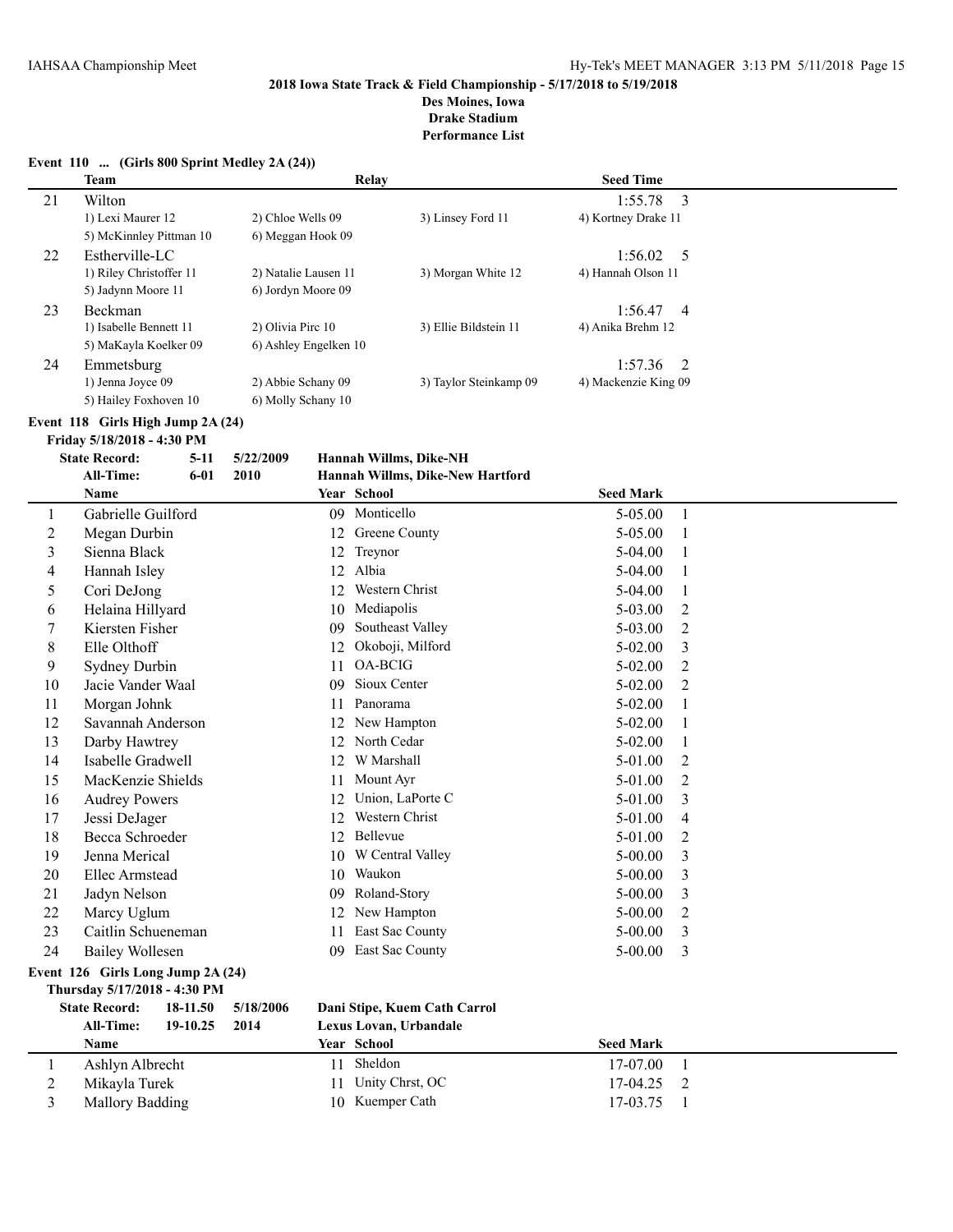**2018 Iowa State Track & Field Championship - 5/17/2018 to 5/19/2018**
**Des Moines, Iowa**
**Drake Stadium**
**Performance List**

**Event 110 ... (Girls 800 Sprint Medley 2A (24))**

| | Team | Relay | | Seed Time |
|---|---|---|---|---|
| 21 | Wilton | | | 1:55.78 3 |
| | 1) Lexi Maurer 12 | 2) Chloe Wells 09 | 3) Linsey Ford 11 | 4) Kortney Drake 11 |
| | 5) McKinnley Pittman 10 | 6) Meggan Hook 09 | | |
| 22 | Estherville-LC | | | 1:56.02 5 |
| | 1) Riley Christoffer 11 | 2) Natalie Lausen 11 | 3) Morgan White 12 | 4) Hannah Olson 11 |
| | 5) Jadynn Moore 11 | 6) Jordyn Moore 09 | | |
| 23 | Beckman | | | 1:56.47 4 |
| | 1) Isabelle Bennett 11 | 2) Olivia Pirc 10 | 3) Ellie Bildstein 11 | 4) Anika Brehm 12 |
| | 5) MaKayla Koelker 09 | 6) Ashley Engelken 10 | | |
| 24 | Emmetsburg | | | 1:57.36 2 |
| | 1) Jenna Joyce 09 | 2) Abbie Schany 09 | 3) Taylor Steinkamp 09 | 4) Mackenzie King 09 |
| | 5) Hailey Foxhoven 10 | 6) Molly Schany 10 | | |

**Event 118 Girls High Jump 2A (24)**
**Friday 5/18/2018 - 4:30 PM**

**State Record:** 5-11 5/22/2009 **Hannah Willms, Dike-NH**
**All-Time:** 6-01 2010 **Hannah Willms, Dike-New Hartford**

| | Name | Year | School | Seed Mark | |
|---|---|---|---|---|---|
| 1 | Gabrielle Guilford | 09 | Monticello | 5-05.00 | 1 |
| 2 | Megan Durbin | 12 | Greene County | 5-05.00 | 1 |
| 3 | Sienna Black | 12 | Treynor | 5-04.00 | 1 |
| 4 | Hannah Isley | 12 | Albia | 5-04.00 | 1 |
| 5 | Cori DeJong | 12 | Western Christ | 5-04.00 | 1 |
| 6 | Helaina Hillyard | 10 | Mediapolis | 5-03.00 | 2 |
| 7 | Kiersten Fisher | 09 | Southeast Valley | 5-03.00 | 2 |
| 8 | Elle Olthoff | 12 | Okoboji, Milford | 5-02.00 | 3 |
| 9 | Sydney Durbin | 11 | OA-BCIG | 5-02.00 | 2 |
| 10 | Jacie Vander Waal | 09 | Sioux Center | 5-02.00 | 2 |
| 11 | Morgan Johnk | 11 | Panorama | 5-02.00 | 1 |
| 12 | Savannah Anderson | 12 | New Hampton | 5-02.00 | 1 |
| 13 | Darby Hawtrey | 12 | North Cedar | 5-02.00 | 1 |
| 14 | Isabelle Gradwell | 12 | W Marshall | 5-01.00 | 2 |
| 15 | MacKenzie Shields | 11 | Mount Ayr | 5-01.00 | 2 |
| 16 | Audrey Powers | 12 | Union, LaPorte C | 5-01.00 | 3 |
| 17 | Jessi DeJager | 12 | Western Christ | 5-01.00 | 4 |
| 18 | Becca Schroeder | 12 | Bellevue | 5-01.00 | 2 |
| 19 | Jenna Merical | 10 | W Central Valley | 5-00.00 | 3 |
| 20 | Ellec Armstead | 10 | Waukon | 5-00.00 | 3 |
| 21 | Jadyn Nelson | 09 | Roland-Story | 5-00.00 | 3 |
| 22 | Marcy Uglum | 12 | New Hampton | 5-00.00 | 2 |
| 23 | Caitlin Schueneman | 11 | East Sac County | 5-00.00 | 3 |
| 24 | Bailey Wollesen | 09 | East Sac County | 5-00.00 | 3 |

**Event 126 Girls Long Jump 2A (24)**
**Thursday 5/17/2018 - 4:30 PM**

**State Record:** 18-11.50 5/18/2006 **Dani Stipe, Kuem Cath Carrol**
**All-Time:** 19-10.25 2014 **Lexus Lovan, Urbandale**

| | Name | Year | School | Seed Mark | |
|---|---|---|---|---|---|
| 1 | Ashlyn Albrecht | 11 | Sheldon | 17-07.00 | 1 |
| 2 | Mikayla Turek | 11 | Unity Chrst, OC | 17-04.25 | 2 |
| 3 | Mallory Badding | 10 | Kuemper Cath | 17-03.75 | 1 |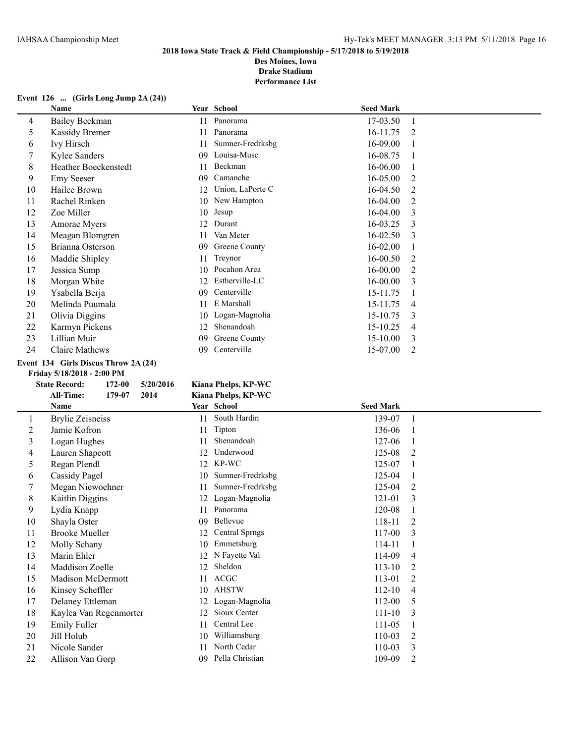**2018 Iowa State Track & Field Championship - 5/17/2018 to 5/19/2018**
**Des Moines, Iowa**
**Drake Stadium**
**Performance List**

**Event 126 ... (Girls Long Jump 2A (24))**

| | Name | Year | School | Seed Mark | |
|---|---|---|---|---|---|
| 4 | Bailey Beckman | 11 | Panorama | 17-03.50 | 1 |
| 5 | Kassidy Bremer | 11 | Panorama | 16-11.75 | 2 |
| 6 | Ivy Hirsch | 11 | Sumner-Fredrksbg | 16-09.00 | 1 |
| 7 | Kylee Sanders | 09 | Louisa-Musc | 16-08.75 | 1 |
| 8 | Heather Boeckenstedt | 11 | Beckman | 16-06.00 | 1 |
| 9 | Emy Seeser | 09 | Camanche | 16-05.00 | 2 |
| 10 | Hailee Brown | 12 | Union, LaPorte C | 16-04.50 | 2 |
| 11 | Rachel Rinken | 10 | New Hampton | 16-04.00 | 2 |
| 12 | Zoe Miller | 10 | Jesup | 16-04.00 | 3 |
| 13 | Amorae Myers | 12 | Durant | 16-03.25 | 3 |
| 14 | Meagan Blomgren | 11 | Van Meter | 16-02.50 | 3 |
| 15 | Brianna Osterson | 09 | Greene County | 16-02.00 | 1 |
| 16 | Maddie Shipley | 11 | Treynor | 16-00.50 | 2 |
| 17 | Jessica Sump | 10 | Pocahon Area | 16-00.00 | 2 |
| 18 | Morgan White | 12 | Estherville-LC | 16-00.00 | 3 |
| 19 | Ysabella Berja | 09 | Centerville | 15-11.75 | 1 |
| 20 | Melinda Puumala | 11 | E Marshall | 15-11.75 | 4 |
| 21 | Olivia Diggins | 10 | Logan-Magnolia | 15-10.75 | 3 |
| 22 | Karmyn Pickens | 12 | Shenandoah | 15-10.25 | 4 |
| 23 | Lillian Muir | 09 | Greene County | 15-10.00 | 3 |
| 24 | Claire Mathews | 09 | Centerville | 15-07.00 | 2 |

**Event 134 Girls Discus Throw 2A (24)**
**Friday 5/18/2018 - 2:00 PM**

**State Record:** 172-00 5/20/2016 Kiana Phelps, KP-WC
**All-Time:** 179-07 2014 Kiana Phelps, KP-WC

| | Name | Year | School | Seed Mark | |
|---|---|---|---|---|---|
| 1 | Brylie Zeisneiss | 11 | South Hardin | 139-07 | 1 |
| 2 | Jamie Kofron | 11 | Tipton | 136-06 | 1 |
| 3 | Logan Hughes | 11 | Shenandoah | 127-06 | 1 |
| 4 | Lauren Shapcott | 12 | Underwood | 125-08 | 2 |
| 5 | Regan Plendl | 12 | KP-WC | 125-07 | 1 |
| 6 | Cassidy Pagel | 10 | Sumner-Fredrksbg | 125-04 | 1 |
| 7 | Megan Niewoehner | 11 | Sumner-Fredrksbg | 125-04 | 2 |
| 8 | Kaitlin Diggins | 12 | Logan-Magnolia | 121-01 | 3 |
| 9 | Lydia Knapp | 11 | Panorama | 120-08 | 1 |
| 10 | Shayla Oster | 09 | Bellevue | 118-11 | 2 |
| 11 | Brooke Mueller | 12 | Central Sprngs | 117-00 | 3 |
| 12 | Molly Schany | 10 | Emmetsburg | 114-11 | 1 |
| 13 | Marin Ehler | 12 | N Fayette Val | 114-09 | 4 |
| 14 | Maddison Zoelle | 12 | Sheldon | 113-10 | 2 |
| 15 | Madison McDermott | 11 | ACGC | 113-01 | 2 |
| 16 | Kinsey Scheffler | 10 | AHSTW | 112-10 | 4 |
| 17 | Delaney Ettleman | 12 | Logan-Magnolia | 112-00 | 5 |
| 18 | Kaylea Van Regenmorter | 12 | Sioux Center | 111-10 | 3 |
| 19 | Emily Fuller | 11 | Central Lee | 111-05 | 1 |
| 20 | Jill Holub | 10 | Williamsburg | 110-03 | 2 |
| 21 | Nicole Sander | 11 | North Cedar | 110-03 | 3 |
| 22 | Allison Van Gorp | 09 | Pella Christian | 109-09 | 2 |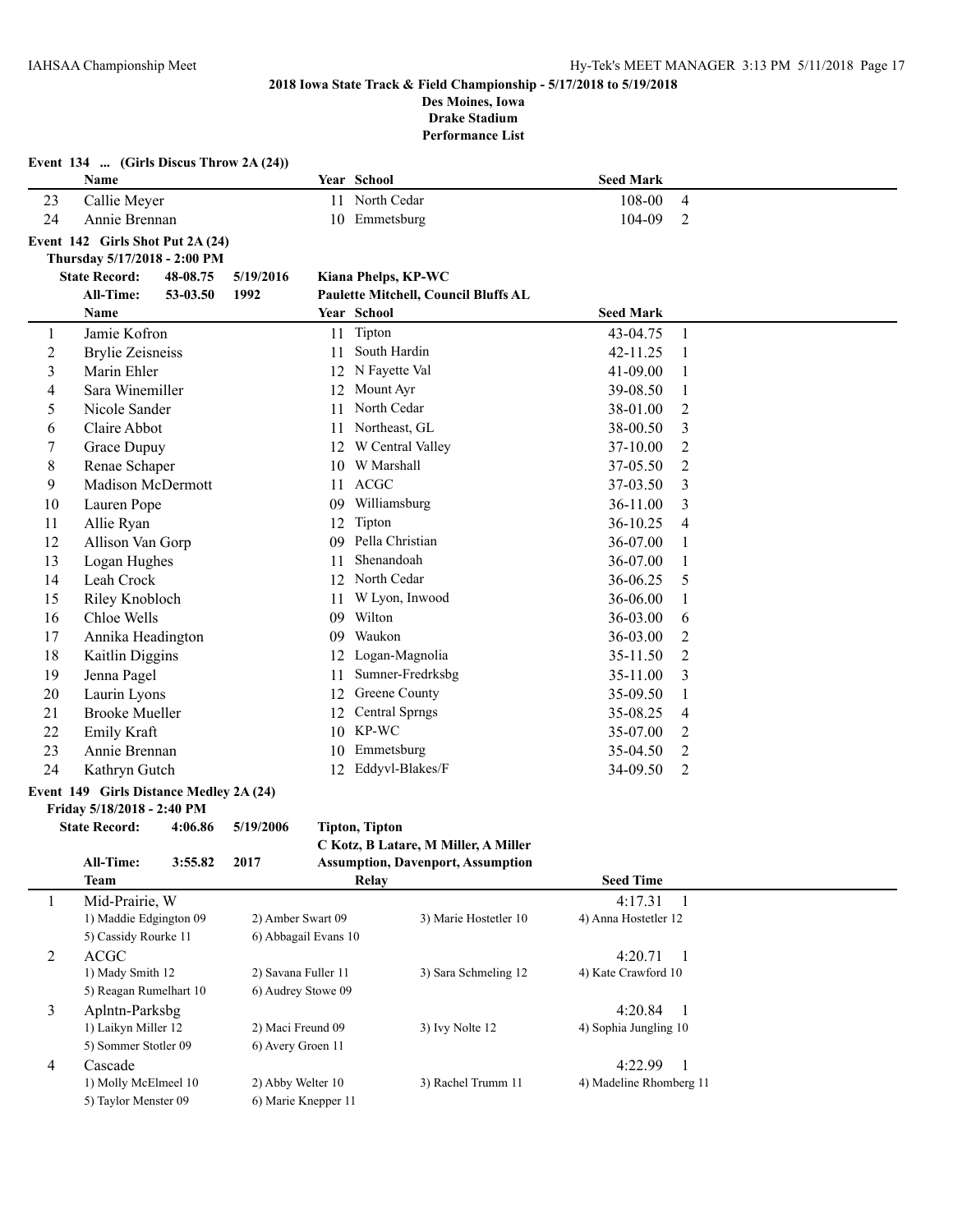**2018 Iowa State Track & Field Championship - 5/17/2018 to 5/19/2018**

**Des Moines, Iowa**

**Drake Stadium**

**Performance List**

**Event 134 ... (Girls Discus Throw 2A (24))**

| | Name | Year | School | Seed Mark | |
|---|---|---|---|---|---|
| 23 | Callie Meyer | 11 | North Cedar | 108-00 | 4 |
| 24 | Annie Brennan | 10 | Emmetsburg | 104-09 | 2 |

**Event 142 Girls Shot Put 2A (24)**

**Thursday 5/17/2018 - 2:00 PM**

**State Record: 48-08.75 5/19/2016 Kiana Phelps, KP-WC**

**All-Time: 53-03.50 1992 Paulette Mitchell, Council Bluffs AL**

| | Name | Year | School | Seed Mark | |
|---|---|---|---|---|---|
| 1 | Jamie Kofron | 11 | Tipton | 43-04.75 | 1 |
| 2 | Brylie Zeisneiss | 11 | South Hardin | 42-11.25 | 1 |
| 3 | Marin Ehler | 12 | N Fayette Val | 41-09.00 | 1 |
| 4 | Sara Winemiller | 12 | Mount Ayr | 39-08.50 | 1 |
| 5 | Nicole Sander | 11 | North Cedar | 38-01.00 | 2 |
| 6 | Claire Abbot | 11 | Northeast, GL | 38-00.50 | 3 |
| 7 | Grace Dupuy | 12 | W Central Valley | 37-10.00 | 2 |
| 8 | Renae Schaper | 10 | W Marshall | 37-05.50 | 2 |
| 9 | Madison McDermott | 11 | ACGC | 37-03.50 | 3 |
| 10 | Lauren Pope | 09 | Williamsburg | 36-11.00 | 3 |
| 11 | Allie Ryan | 12 | Tipton | 36-10.25 | 4 |
| 12 | Allison Van Gorp | 09 | Pella Christian | 36-07.00 | 1 |
| 13 | Logan Hughes | 11 | Shenandoah | 36-07.00 | 1 |
| 14 | Leah Crock | 12 | North Cedar | 36-06.25 | 5 |
| 15 | Riley Knobloch | 11 | W Lyon, Inwood | 36-06.00 | 1 |
| 16 | Chloe Wells | 09 | Wilton | 36-03.00 | 6 |
| 17 | Annika Headington | 09 | Waukon | 36-03.00 | 2 |
| 18 | Kaitlin Diggins | 12 | Logan-Magnolia | 35-11.50 | 2 |
| 19 | Jenna Pagel | 11 | Sumner-Fredrksbg | 35-11.00 | 3 |
| 20 | Laurin Lyons | 12 | Greene County | 35-09.50 | 1 |
| 21 | Brooke Mueller | 12 | Central Sprngs | 35-08.25 | 4 |
| 22 | Emily Kraft | 10 | KP-WC | 35-07.00 | 2 |
| 23 | Annie Brennan | 10 | Emmetsburg | 35-04.50 | 2 |
| 24 | Kathryn Gutch | 12 | Eddyvl-Blakes/F | 34-09.50 | 2 |

**Event 149 Girls Distance Medley 2A (24)**

**Friday 5/18/2018 - 2:40 PM**

**State Record: 4:06.86 5/19/2006 Tipton, Tipton**

**C Kotz, B Latare, M Miller, A Miller**

**All-Time: 3:55.82 2017 Assumption, Davenport, Assumption**

| | Team | Relay | | Seed Time | |
|---|---|---|---|---|---|
| 1 | Mid-Prairie, W | | | 4:17.31 | 1 |
| | 1) Maddie Edgington 09 | 2) Amber Swart 09 | 3) Marie Hostetler 10 | 4) Anna Hostetler 12 | |
| | 5) Cassidy Rourke 11 | 6) Abbagail Evans 10 | | | |
| 2 | ACGC | | | 4:20.71 | 1 |
| | 1) Mady Smith 12 | 2) Savana Fuller 11 | 3) Sara Schmeling 12 | 4) Kate Crawford 10 | |
| | 5) Reagan Rumelhart 10 | 6) Audrey Stowe 09 | | | |
| 3 | Aplntn-Parksbg | | | 4:20.84 | 1 |
| | 1) Laikyn Miller 12 | 2) Maci Freund 09 | 3) Ivy Nolte 12 | 4) Sophia Jungling 10 | |
| | 5) Sommer Stotler 09 | 6) Avery Groen 11 | | | |
| 4 | Cascade | | | 4:22.99 | 1 |
| | 1) Molly McElmeel 10 | 2) Abby Welter 10 | 3) Rachel Trumm 11 | 4) Madeline Rhomberg 11 | |
| | 5) Taylor Menster 09 | 6) Marie Knepper 11 | | | |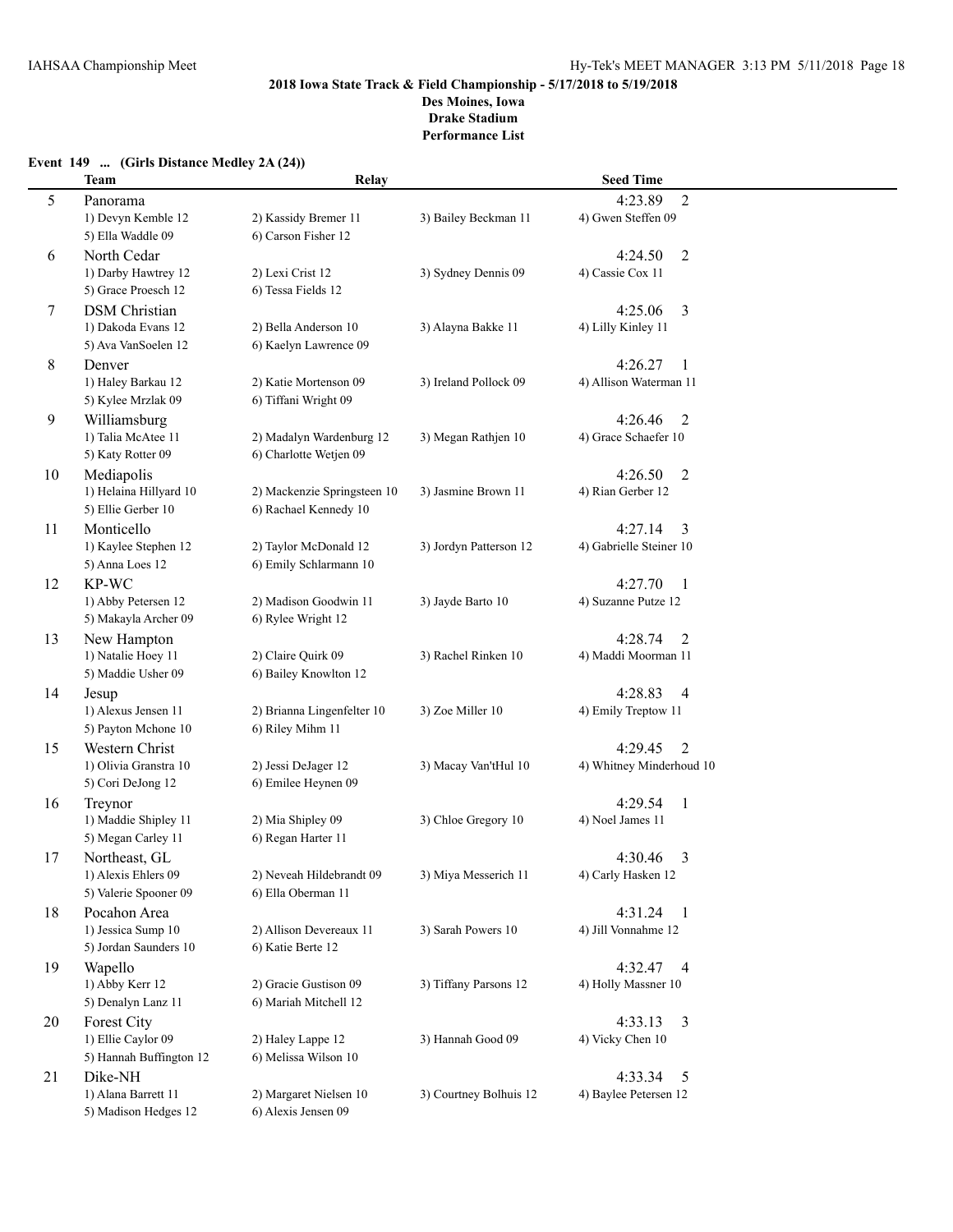**2018 Iowa State Track & Field Championship - 5/17/2018 to 5/19/2018**
**Des Moines, Iowa**
**Drake Stadium**
**Performance List**

### Event 149 ... (Girls Distance Medley 2A (24))

| | Team | Relay | | Seed Time |
|---|---|---|---|---|
| 5 | Panorama | | | 4:23.89 2 |
| | 1) Devyn Kemble 12 | 2) Kassidy Bremer 11 | 3) Bailey Beckman 11 | 4) Gwen Steffen 09 |
| | 5) Ella Waddle 09 | 6) Carson Fisher 12 | | |
| 6 | North Cedar | | | 4:24.50 2 |
| | 1) Darby Hawtrey 12 | 2) Lexi Crist 12 | 3) Sydney Dennis 09 | 4) Cassie Cox 11 |
| | 5) Grace Proesch 12 | 6) Tessa Fields 12 | | |
| 7 | DSM Christian | | | 4:25.06 3 |
| | 1) Dakoda Evans 12 | 2) Bella Anderson 10 | 3) Alayna Bakke 11 | 4) Lilly Kinley 11 |
| | 5) Ava VanSoelen 12 | 6) Kaelyn Lawrence 09 | | |
| 8 | Denver | | | 4:26.27 1 |
| | 1) Haley Barkau 12 | 2) Katie Mortenson 09 | 3) Ireland Pollock 09 | 4) Allison Waterman 11 |
| | 5) Kylee Mrzlak 09 | 6) Tiffani Wright 09 | | |
| 9 | Williamsburg | | | 4:26.46 2 |
| | 1) Talia McAtee 11 | 2) Madalyn Wardenburg 12 | 3) Megan Rathjen 10 | 4) Grace Schaefer 10 |
| | 5) Katy Rotter 09 | 6) Charlotte Wetjen 09 | | |
| 10 | Mediapolis | | | 4:26.50 2 |
| | 1) Helaina Hillyard 10 | 2) Mackenzie Springsteen 10 | 3) Jasmine Brown 11 | 4) Rian Gerber 12 |
| | 5) Ellie Gerber 10 | 6) Rachael Kennedy 10 | | |
| 11 | Monticello | | | 4:27.14 3 |
| | 1) Kaylee Stephen 12 | 2) Taylor McDonald 12 | 3) Jordyn Patterson 12 | 4) Gabrielle Steiner 10 |
| | 5) Anna Loes 12 | 6) Emily Schlarmann 10 | | |
| 12 | KP-WC | | | 4:27.70 1 |
| | 1) Abby Petersen 12 | 2) Madison Goodwin 11 | 3) Jayde Barto 10 | 4) Suzanne Putze 12 |
| | 5) Makayla Archer 09 | 6) Rylee Wright 12 | | |
| 13 | New Hampton | | | 4:28.74 2 |
| | 1) Natalie Hoey 11 | 2) Claire Quirk 09 | 3) Rachel Rinken 10 | 4) Maddi Moorman 11 |
| | 5) Maddie Usher 09 | 6) Bailey Knowlton 12 | | |
| 14 | Jesup | | | 4:28.83 4 |
| | 1) Alexus Jensen 11 | 2) Brianna Lingenfelter 10 | 3) Zoe Miller 10 | 4) Emily Treptow 11 |
| | 5) Payton Mchone 10 | 6) Riley Mihm 11 | | |
| 15 | Western Christ | | | 4:29.45 2 |
| | 1) Olivia Granstra 10 | 2) Jessi DeJager 12 | 3) Macay Van'tHul 10 | 4) Whitney Minderhoud 10 |
| | 5) Cori DeJong 12 | 6) Emilee Heynen 09 | | |
| 16 | Treynor | | | 4:29.54 1 |
| | 1) Maddie Shipley 11 | 2) Mia Shipley 09 | 3) Chloe Gregory 10 | 4) Noel James 11 |
| | 5) Megan Carley 11 | 6) Regan Harter 11 | | |
| 17 | Northeast, GL | | | 4:30.46 3 |
| | 1) Alexis Ehlers 09 | 2) Neveah Hildebrandt 09 | 3) Miya Messerich 11 | 4) Carly Hasken 12 |
| | 5) Valerie Spooner 09 | 6) Ella Oberman 11 | | |
| 18 | Pocahon Area | | | 4:31.24 1 |
| | 1) Jessica Sump 10 | 2) Allison Devereaux 11 | 3) Sarah Powers 10 | 4) Jill Vonnahme 12 |
| | 5) Jordan Saunders 10 | 6) Katie Berte 12 | | |
| 19 | Wapello | | | 4:32.47 4 |
| | 1) Abby Kerr 12 | 2) Gracie Gustison 09 | 3) Tiffany Parsons 12 | 4) Holly Massner 10 |
| | 5) Denalyn Lanz 11 | 6) Mariah Mitchell 12 | | |
| 20 | Forest City | | | 4:33.13 3 |
| | 1) Ellie Caylor 09 | 2) Haley Lappe 12 | 3) Hannah Good 09 | 4) Vicky Chen 10 |
| | 5) Hannah Buffington 12 | 6) Melissa Wilson 10 | | |
| 21 | Dike-NH | | | 4:33.34 5 |
| | 1) Alana Barrett 11 | 2) Margaret Nielsen 10 | 3) Courtney Bolhuis 12 | 4) Baylee Petersen 12 |
| | 5) Madison Hedges 12 | 6) Alexis Jensen 09 | | |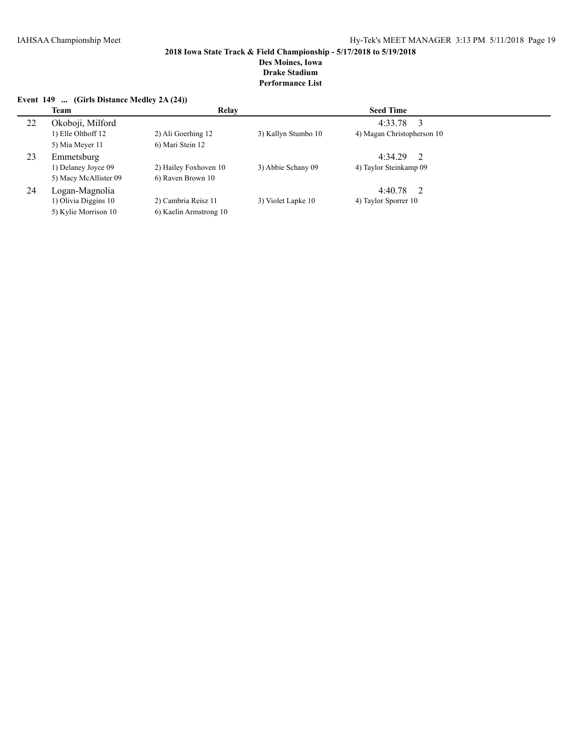**2018 Iowa State Track & Field Championship - 5/17/2018 to 5/19/2018**
**Des Moines, Iowa**
**Drake Stadium**
**Performance List**

**Event 149 ... (Girls Distance Medley 2A (24))**

| | Team | Relay | | Seed Time |
|---|---|---|---|---|
| 22 | Okoboji, Milford | | | 4:33.78 3 |
| | 1) Elle Olthoff 12 | 2) Ali Goerhing 12 | 3) Kallyn Stumbo 10 | 4) Magan Christopherson 10 |
| | 5) Mia Meyer 11 | 6) Mari Stein 12 | | |
| 23 | Emmetsburg | | | 4:34.29 2 |
| | 1) Delaney Joyce 09 | 2) Hailey Foxhoven 10 | 3) Abbie Schany 09 | 4) Taylor Steinkamp 09 |
| | 5) Macy McAllister 09 | 6) Raven Brown 10 | | |
| 24 | Logan-Magnolia | | | 4:40.78 2 |
| | 1) Olivia Diggins 10 | 2) Cambria Reisz 11 | 3) Violet Lapke 10 | 4) Taylor Sporrer 10 |
| | 5) Kylie Morrison 10 | 6) Kaelin Armstrong 10 | | |